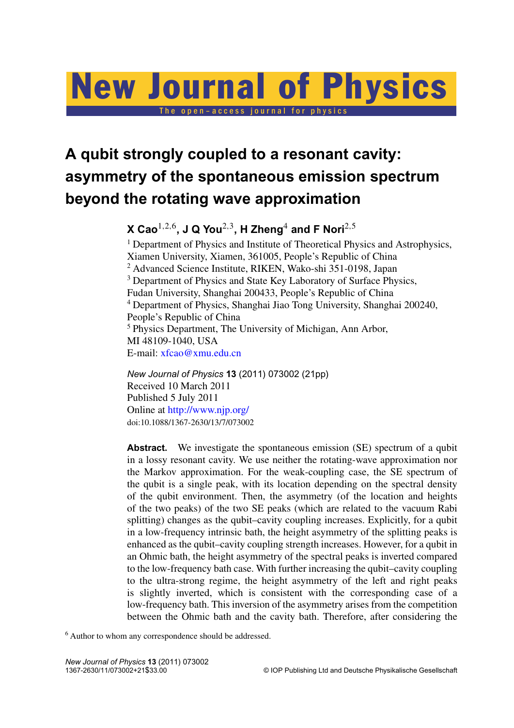# New Journal of Physics

The open-access journal for physics

## A qubit strongly coupled to a resonant cavity: asymmetry of the spontaneous emission spectrum beyond the rotating wave approximation

**X Cao[1,2,6], J Q You[2,3], H Zheng[4] and F Nori[2,5]**

[1] Department of Physics and Institute of Theoretical Physics and Astrophysics, Xiamen University, Xiamen, 361005, People's Republic of China
[2] Advanced Science Institute, RIKEN, Wako-shi 351-0198, Japan
[3] Department of Physics and State Key Laboratory of Surface Physics, Fudan University, Shanghai 200433, People's Republic of China
[4] Department of Physics, Shanghai Jiao Tong University, Shanghai 200240, People's Republic of China
[5] Physics Department, The University of Michigan, Ann Arbor, MI 48109-1040, USA
E-mail: xfcao@xmu.edu.cn

*New Journal of Physics* **13** (2011) 073002 (21pp)
Received 10 March 2011
Published 5 July 2011
Online at http://www.njp.org/
doi:10.1088/1367-2630/13/7/073002

**Abstract.** We investigate the spontaneous emission (SE) spectrum of a qubit in a lossy resonant cavity. We use neither the rotating-wave approximation nor the Markov approximation. For the weak-coupling case, the SE spectrum of the qubit is a single peak, with its location depending on the spectral density of the qubit environment. Then, the asymmetry (of the location and heights of the two peaks) of the two SE peaks (which are related to the vacuum Rabi splitting) changes as the qubit–cavity coupling increases. Explicitly, for a qubit in a low-frequency intrinsic bath, the height asymmetry of the splitting peaks is enhanced as the qubit–cavity coupling strength increases. However, for a qubit in an Ohmic bath, the height asymmetry of the spectral peaks is inverted compared to the low-frequency bath case. With further increasing the qubit–cavity coupling to the ultra-strong regime, the height asymmetry of the left and right peaks is slightly inverted, which is consistent with the corresponding case of a low-frequency bath. This inversion of the asymmetry arises from the competition between the Ohmic bath and the cavity bath. Therefore, after considering the

[6] Author to whom any correspondence should be addressed.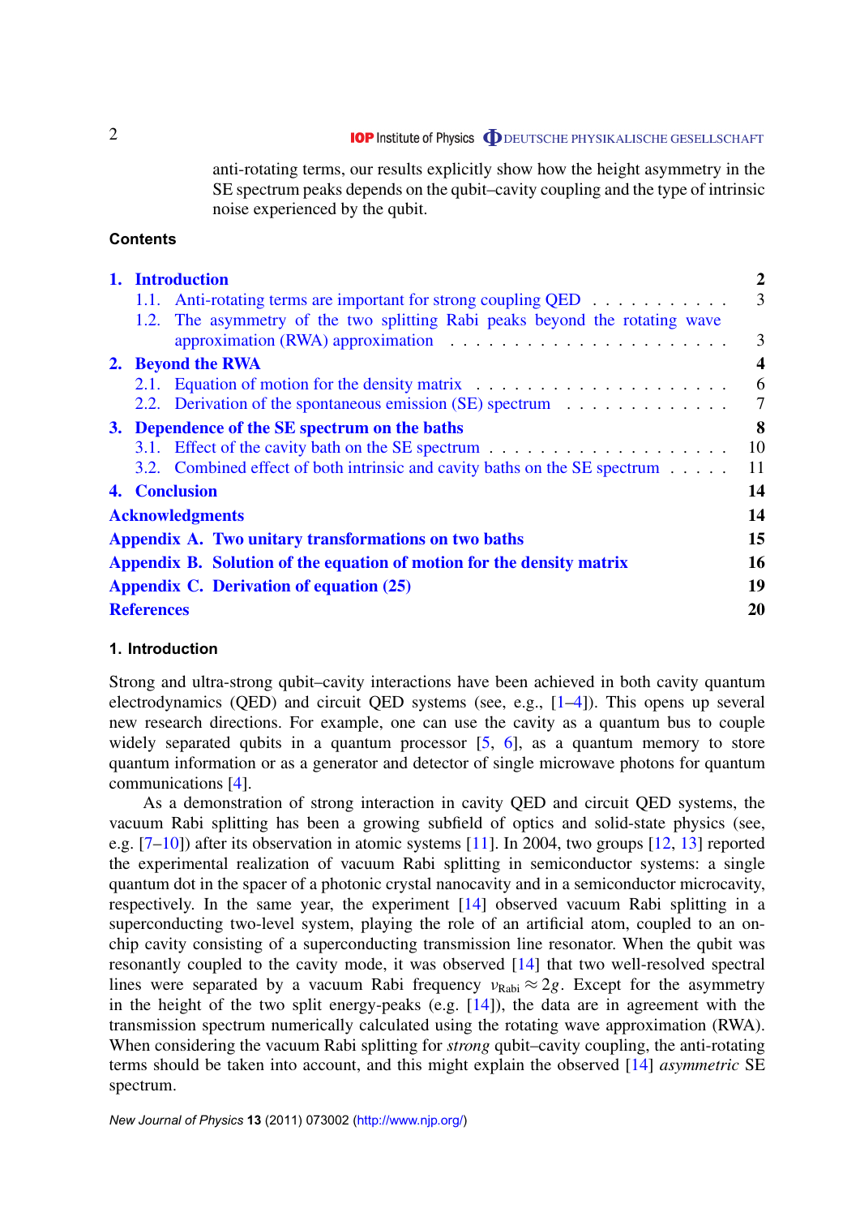anti-rotating terms, our results explicitly show how the height asymmetry in the SE spectrum peaks depends on the qubit–cavity coupling and the type of intrinsic noise experienced by the qubit.

**Contents**

| | |
|---|---|
| **1. Introduction** | **2** |
| 1.1. Anti-rotating terms are important for strong coupling QED | 3 |
| 1.2. The asymmetry of the two splitting Rabi peaks beyond the rotating wave approximation (RWA) approximation | 3 |
| **2. Beyond the RWA** | **4** |
| 2.1. Equation of motion for the density matrix | 6 |
| 2.2. Derivation of the spontaneous emission (SE) spectrum | 7 |
| **3. Dependence of the SE spectrum on the baths** | **8** |
| 3.1. Effect of the cavity bath on the SE spectrum | 10 |
| 3.2. Combined effect of both intrinsic and cavity baths on the SE spectrum | 11 |
| **4. Conclusion** | **14** |
| **Acknowledgments** | **14** |
| **Appendix A. Two unitary transformations on two baths** | **15** |
| **Appendix B. Solution of the equation of motion for the density matrix** | **16** |
| **Appendix C. Derivation of equation (25)** | **19** |
| **References** | **20** |

## 1. Introduction

Strong and ultra-strong qubit–cavity interactions have been achieved in both cavity quantum electrodynamics (QED) and circuit QED systems (see, e.g., [1–4]). This opens up several new research directions. For example, one can use the cavity as a quantum bus to couple widely separated qubits in a quantum processor [5, 6], as a quantum memory to store quantum information or as a generator and detector of single microwave photons for quantum communications [4].

As a demonstration of strong interaction in cavity QED and circuit QED systems, the vacuum Rabi splitting has been a growing subfield of optics and solid-state physics (see, e.g. [7–10]) after its observation in atomic systems [11]. In 2004, two groups [12, 13] reported the experimental realization of vacuum Rabi splitting in semiconductor systems: a single quantum dot in the spacer of a photonic crystal nanocavity and in a semiconductor microcavity, respectively. In the same year, the experiment [14] observed vacuum Rabi splitting in a superconducting two-level system, playing the role of an artificial atom, coupled to an on-chip cavity consisting of a superconducting transmission line resonator. When the qubit was resonantly coupled to the cavity mode, it was observed [14] that two well-resolved spectral lines were separated by a vacuum Rabi frequency $\nu_{\text{Rabi}} \approx 2g$. Except for the asymmetry in the height of the two split energy-peaks (e.g. [14]), the data are in agreement with the transmission spectrum numerically calculated using the rotating wave approximation (RWA). When considering the vacuum Rabi splitting for *strong* qubit–cavity coupling, the anti-rotating terms should be taken into account, and this might explain the observed [14] *asymmetric* SE spectrum.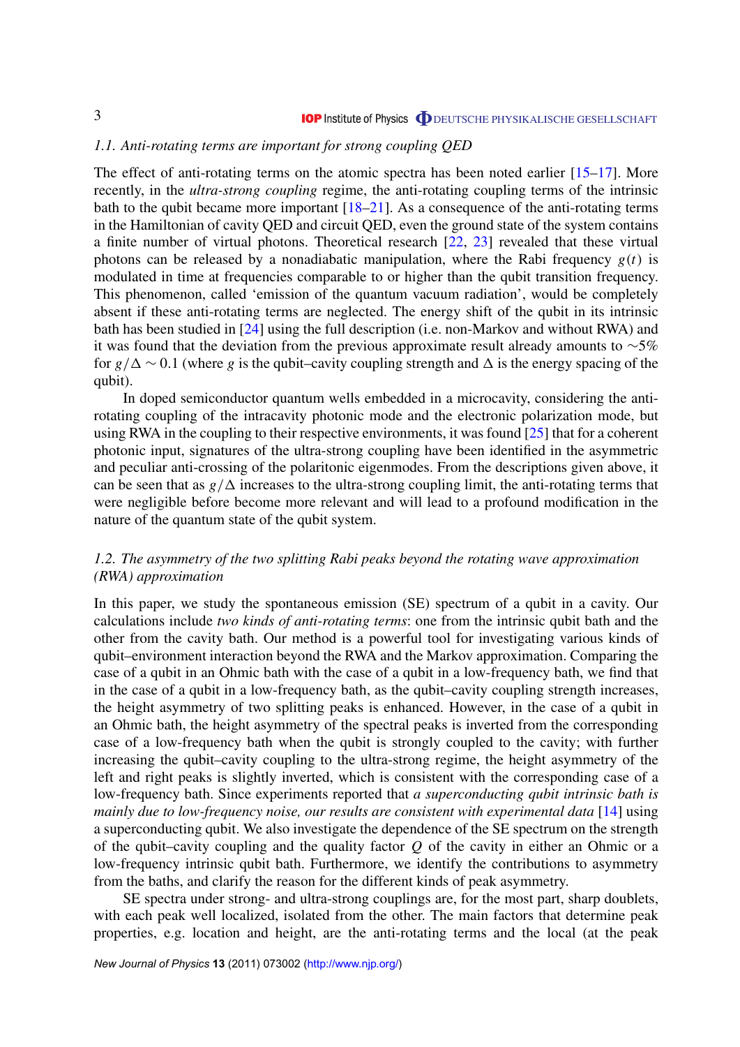### 1.1. Anti-rotating terms are important for strong coupling QED

The effect of anti-rotating terms on the atomic spectra has been noted earlier [15–17]. More recently, in the *ultra-strong coupling* regime, the anti-rotating coupling terms of the intrinsic bath to the qubit became more important [18–21]. As a consequence of the anti-rotating terms in the Hamiltonian of cavity QED and circuit QED, even the ground state of the system contains a finite number of virtual photons. Theoretical research [22, 23] revealed that these virtual photons can be released by a nonadiabatic manipulation, where the Rabi frequency $g(t)$ is modulated in time at frequencies comparable to or higher than the qubit transition frequency. This phenomenon, called 'emission of the quantum vacuum radiation', would be completely absent if these anti-rotating terms are neglected. The energy shift of the qubit in its intrinsic bath has been studied in [24] using the full description (i.e. non-Markov and without RWA) and it was found that the deviation from the previous approximate result already amounts to $\sim$5% for $g/\Delta \sim 0.1$ (where $g$ is the qubit–cavity coupling strength and $\Delta$ is the energy spacing of the qubit).

In doped semiconductor quantum wells embedded in a microcavity, considering the anti-rotating coupling of the intracavity photonic mode and the electronic polarization mode, but using RWA in the coupling to their respective environments, it was found [25] that for a coherent photonic input, signatures of the ultra-strong coupling have been identified in the asymmetric and peculiar anti-crossing of the polaritonic eigenmodes. From the descriptions given above, it can be seen that as $g/\Delta$ increases to the ultra-strong coupling limit, the anti-rotating terms that were negligible before become more relevant and will lead to a profound modification in the nature of the quantum state of the qubit system.

### 1.2. The asymmetry of the two splitting Rabi peaks beyond the rotating wave approximation (RWA) approximation

In this paper, we study the spontaneous emission (SE) spectrum of a qubit in a cavity. Our calculations include *two kinds of anti-rotating terms*: one from the intrinsic qubit bath and the other from the cavity bath. Our method is a powerful tool for investigating various kinds of qubit–environment interaction beyond the RWA and the Markov approximation. Comparing the case of a qubit in an Ohmic bath with the case of a qubit in a low-frequency bath, we find that in the case of a qubit in a low-frequency bath, as the qubit–cavity coupling strength increases, the height asymmetry of two splitting peaks is enhanced. However, in the case of a qubit in an Ohmic bath, the height asymmetry of the spectral peaks is inverted from the corresponding case of a low-frequency bath when the qubit is strongly coupled to the cavity; with further increasing the qubit–cavity coupling to the ultra-strong regime, the height asymmetry of the left and right peaks is slightly inverted, which is consistent with the corresponding case of a low-frequency bath. Since experiments reported that *a superconducting qubit intrinsic bath is mainly due to low-frequency noise, our results are consistent with experimental data* [14] using a superconducting qubit. We also investigate the dependence of the SE spectrum on the strength of the qubit–cavity coupling and the quality factor $Q$ of the cavity in either an Ohmic or a low-frequency intrinsic qubit bath. Furthermore, we identify the contributions to asymmetry from the baths, and clarify the reason for the different kinds of peak asymmetry.

SE spectra under strong- and ultra-strong couplings are, for the most part, sharp doublets, with each peak well localized, isolated from the other. The main factors that determine peak properties, e.g. location and height, are the anti-rotating terms and the local (at the peak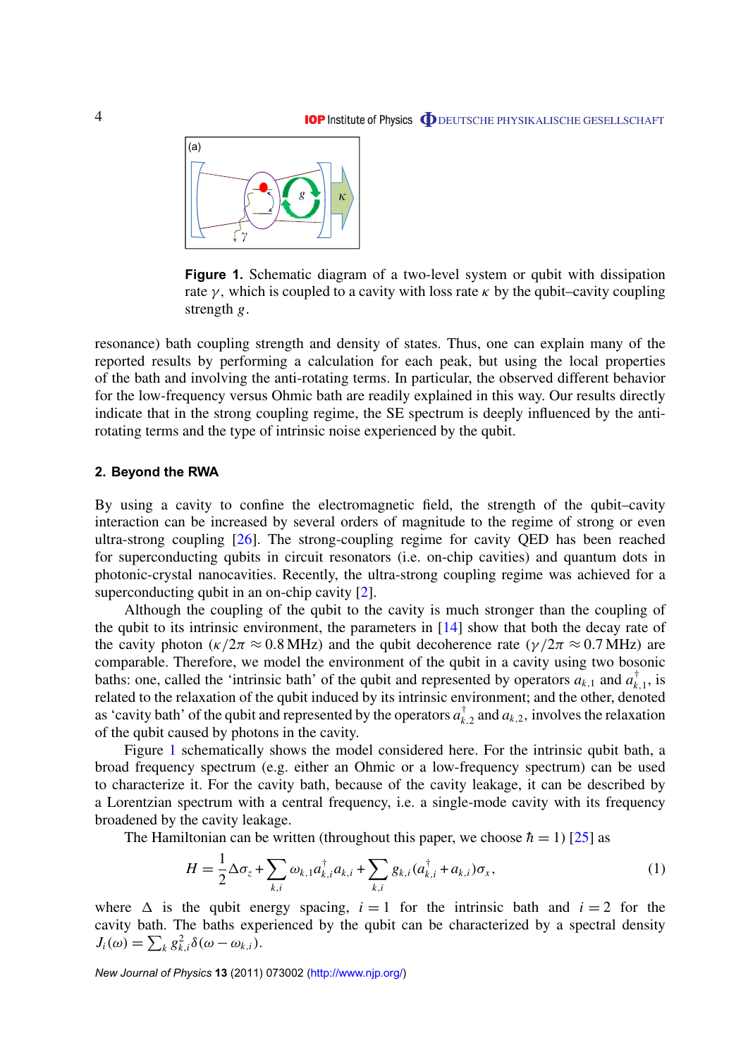(a)

$\gamma$ $g$ $\kappa$

**Figure 1.** Schematic diagram of a two-level system or qubit with dissipation rate $\gamma$, which is coupled to a cavity with loss rate $\kappa$ by the qubit–cavity coupling strength $g$.

resonance) bath coupling strength and density of states. Thus, one can explain many of the reported results by performing a calculation for each peak, but using the local properties of the bath and involving the anti-rotating terms. In particular, the observed different behavior for the low-frequency versus Ohmic bath are readily explained in this way. Our results directly indicate that in the strong coupling regime, the SE spectrum is deeply influenced by the anti-rotating terms and the type of intrinsic noise experienced by the qubit.

## 2. Beyond the RWA

By using a cavity to confine the electromagnetic field, the strength of the qubit–cavity interaction can be increased by several orders of magnitude to the regime of strong or even ultra-strong coupling [26]. The strong-coupling regime for cavity QED has been reached for superconducting qubits in circuit resonators (i.e. on-chip cavities) and quantum dots in photonic-crystal nanocavities. Recently, the ultra-strong coupling regime was achieved for a superconducting qubit in an on-chip cavity [2].

Although the coupling of the qubit to the cavity is much stronger than the coupling of the qubit to its intrinsic environment, the parameters in [14] show that both the decay rate of the cavity photon ($\kappa/2\pi \approx 0.8\,\text{MHz}$) and the qubit decoherence rate ($\gamma/2\pi \approx 0.7\,\text{MHz}$) are comparable. Therefore, we model the environment of the qubit in a cavity using two bosonic baths: one, called the 'intrinsic bath' of the qubit and represented by operators $a_{k,1}$ and $a^{\dagger}_{k,1}$, is related to the relaxation of the qubit induced by its intrinsic environment; and the other, denoted as 'cavity bath' of the qubit and represented by the operators $a^{\dagger}_{k,2}$ and $a_{k,2}$, involves the relaxation of the qubit caused by photons in the cavity.

Figure 1 schematically shows the model considered here. For the intrinsic qubit bath, a broad frequency spectrum (e.g. either an Ohmic or a low-frequency spectrum) can be used to characterize it. For the cavity bath, because of the cavity leakage, it can be described by a Lorentzian spectrum with a central frequency, i.e. a single-mode cavity with its frequency broadened by the cavity leakage.

The Hamiltonian can be written (throughout this paper, we choose $\hbar = 1$) [25] as

$$H = \frac{1}{2}\Delta\sigma_z + \sum_{k,i} \omega_{k,1} a^{\dagger}_{k,i} a_{k,i} + \sum_{k,i} g_{k,i}(a^{\dagger}_{k,i} + a_{k,i})\sigma_x, \tag{1}$$

where $\Delta$ is the qubit energy spacing, $i = 1$ for the intrinsic bath and $i = 2$ for the cavity bath. The baths experienced by the qubit can be characterized by a spectral density $J_i(\omega) = \sum_k g^2_{k,i}\delta(\omega - \omega_{k,i})$.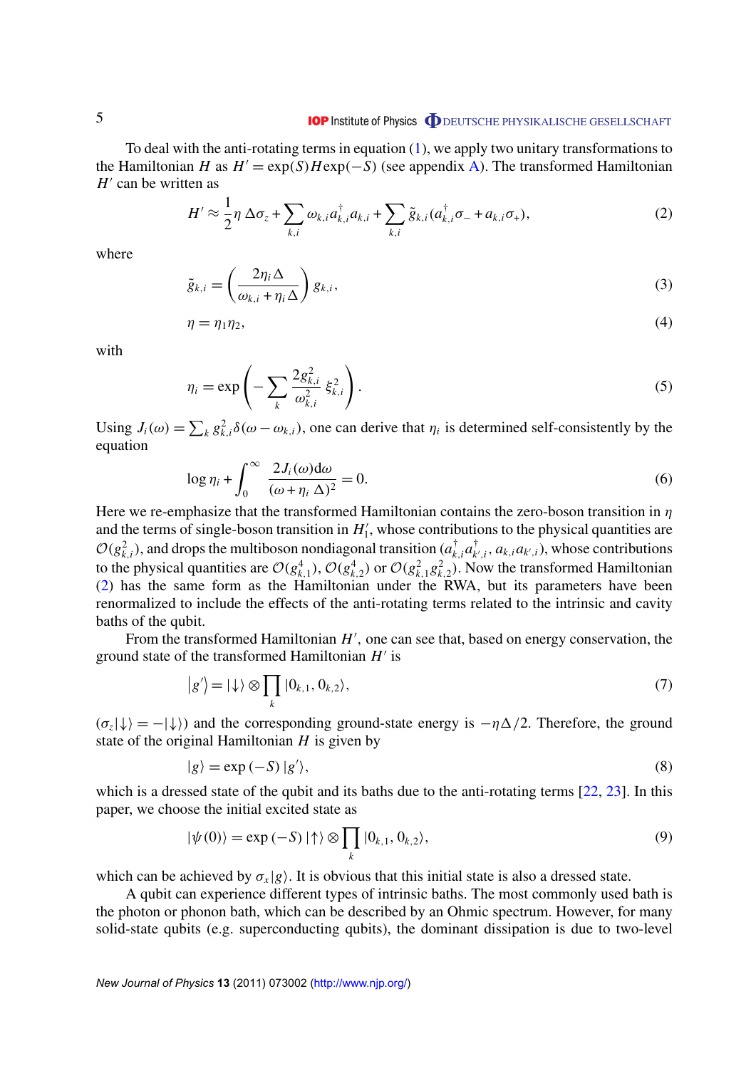To deal with the anti-rotating terms in equation (1), we apply two unitary transformations to the Hamiltonian $H$ as $H' = \exp(S) H \exp(-S)$ (see appendix A). The transformed Hamiltonian $H'$ can be written as

$$H' \approx \frac{1}{2}\eta\,\Delta\sigma_z + \sum_{k,i} \omega_{k,i} a_{k,i}^{\dagger} a_{k,i} + \sum_{k,i} \tilde{g}_{k,i} (a_{k,i}^{\dagger}\sigma_- + a_{k,i}\sigma_+), \tag{2}$$

where

$$\tilde{g}_{k,i} = \left(\frac{2\eta_i\Delta}{\omega_{k,i} + \eta_i\Delta}\right) g_{k,i}, \tag{3}$$

$$\eta = \eta_1\eta_2, \tag{4}$$

with

$$\eta_i = \exp\left(-\sum_k \frac{2g_{k,i}^2}{\omega_{k,i}^2}\,\xi_{k,i}^2\right). \tag{5}$$

Using $J_i(\omega) = \sum_k g_{k,i}^2 \delta(\omega - \omega_{k,i})$, one can derive that $\eta_i$ is determined self-consistently by the equation

$$\log \eta_i + \int_0^{\infty} \frac{2J_i(\omega)\mathrm{d}\omega}{(\omega + \eta_i\,\Delta)^2} = 0. \tag{6}$$

Here we re-emphasize that the transformed Hamiltonian contains the zero-boson transition in $\eta$ and the terms of single-boson transition in $H_1'$, whose contributions to the physical quantities are $\mathcal{O}(g_{k,i}^2)$, and drops the multiboson nondiagonal transition $(a_{k,i}^{\dagger}a_{k',i}^{\dagger}, a_{k,i}a_{k',i})$, whose contributions to the physical quantities are $\mathcal{O}(g_{k,1}^4)$, $\mathcal{O}(g_{k,2}^4)$ or $\mathcal{O}(g_{k,1}^2 g_{k,2}^2)$. Now the transformed Hamiltonian (2) has the same form as the Hamiltonian under the RWA, but its parameters have been renormalized to include the effects of the anti-rotating terms related to the intrinsic and cavity baths of the qubit.

From the transformed Hamiltonian $H'$, one can see that, based on energy conservation, the ground state of the transformed Hamiltonian $H'$ is

$$|g'\rangle = |{\downarrow}\rangle \otimes \prod_k |0_{k,1}, 0_{k,2}\rangle, \tag{7}$$

($\sigma_z|{\downarrow}\rangle = -|{\downarrow}\rangle$) and the corresponding ground-state energy is $-\eta\Delta/2$. Therefore, the ground state of the original Hamiltonian $H$ is given by

$$|g\rangle = \exp(-S)\,|g'\rangle, \tag{8}$$

which is a dressed state of the qubit and its baths due to the anti-rotating terms [22, 23]. In this paper, we choose the initial excited state as

$$|\psi(0)\rangle = \exp(-S)\,|{\uparrow}\rangle \otimes \prod_k |0_{k,1}, 0_{k,2}\rangle, \tag{9}$$

which can be achieved by $\sigma_x|g\rangle$. It is obvious that this initial state is also a dressed state.

A qubit can experience different types of intrinsic baths. The most commonly used bath is the photon or phonon bath, which can be described by an Ohmic spectrum. However, for many solid-state qubits (e.g. superconducting qubits), the dominant dissipation is due to two-level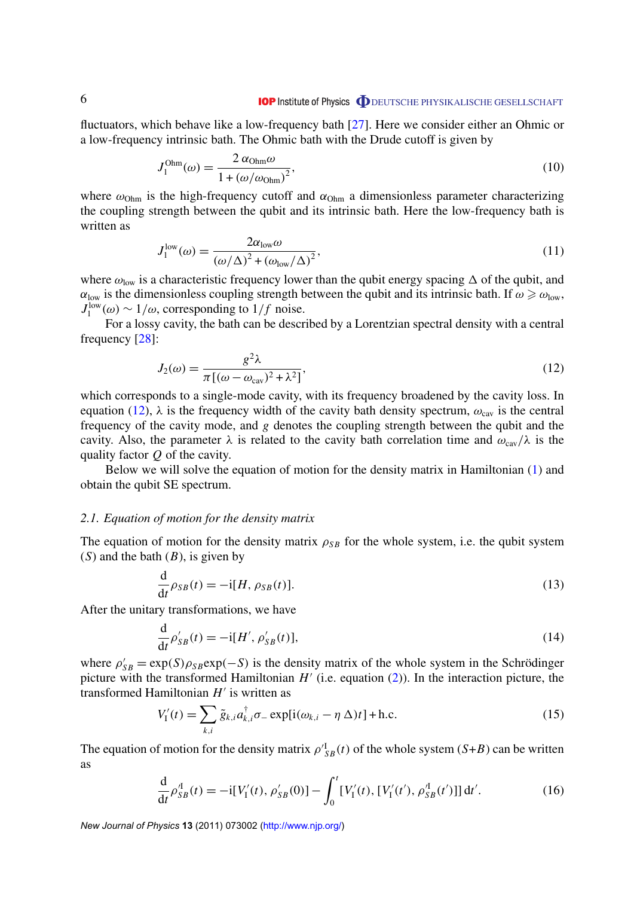fluctuators, which behave like a low-frequency bath [27]. Here we consider either an Ohmic or a low-frequency intrinsic bath. The Ohmic bath with the Drude cutoff is given by

$$J_1^{\mathrm{Ohm}}(\omega) = \frac{2\,\alpha_{\mathrm{Ohm}}\omega}{1+(\omega/\omega_{\mathrm{Ohm}})^2}, \tag{10}$$

where $\omega_{\mathrm{Ohm}}$ is the high-frequency cutoff and $\alpha_{\mathrm{Ohm}}$ a dimensionless parameter characterizing the coupling strength between the qubit and its intrinsic bath. Here the low-frequency bath is written as

$$J_1^{\mathrm{low}}(\omega) = \frac{2\alpha_{\mathrm{low}}\omega}{(\omega/\Delta)^2+(\omega_{\mathrm{low}}/\Delta)^2}, \tag{11}$$

where $\omega_{\mathrm{low}}$ is a characteristic frequency lower than the qubit energy spacing $\Delta$ of the qubit, and $\alpha_{\mathrm{low}}$ is the dimensionless coupling strength between the qubit and its intrinsic bath. If $\omega \geqslant \omega_{\mathrm{low}}$, $J_1^{\mathrm{low}}(\omega) \sim 1/\omega$, corresponding to $1/f$ noise.

For a lossy cavity, the bath can be described by a Lorentzian spectral density with a central frequency [28]:

$$J_2(\omega) = \frac{g^2\lambda}{\pi[(\omega-\omega_{\mathrm{cav}})^2+\lambda^2]}, \tag{12}$$

which corresponds to a single-mode cavity, with its frequency broadened by the cavity loss. In equation (12), $\lambda$ is the frequency width of the cavity bath density spectrum, $\omega_{\mathrm{cav}}$ is the central frequency of the cavity mode, and $g$ denotes the coupling strength between the qubit and the cavity. Also, the parameter $\lambda$ is related to the cavity bath correlation time and $\omega_{\mathrm{cav}}/\lambda$ is the quality factor $Q$ of the cavity.

Below we will solve the equation of motion for the density matrix in Hamiltonian (1) and obtain the qubit SE spectrum.

### 2.1. Equation of motion for the density matrix

The equation of motion for the density matrix $\rho_{SB}$ for the whole system, i.e. the qubit system ($S$) and the bath ($B$), is given by

$$\frac{\mathrm{d}}{\mathrm{d}t}\rho_{SB}(t) = -\mathrm{i}[H,\,\rho_{SB}(t)]. \tag{13}$$

After the unitary transformations, we have

$$\frac{\mathrm{d}}{\mathrm{d}t}\rho'_{SB}(t) = -\mathrm{i}[H',\,\rho'_{SB}(t)], \tag{14}$$

where $\rho'_{SB} = \exp(S)\rho_{SB}\exp(-S)$ is the density matrix of the whole system in the Schrödinger picture with the transformed Hamiltonian $H'$ (i.e. equation (2)). In the interaction picture, the transformed Hamiltonian $H'$ is written as

$$V'_{\mathrm{I}}(t) = \sum_{k,i} \tilde{g}_{k,i} a^{\dagger}_{k,i}\sigma_-\exp[\mathrm{i}(\omega_{k,i}-\eta\,\Delta)t] + \mathrm{h.c.} \tag{15}$$

The equation of motion for the density matrix $\rho'^{\mathrm{I}}_{SB}(t)$ of the whole system ($S$+$B$) can be written as

$$\frac{\mathrm{d}}{\mathrm{d}t}\rho'^{\mathrm{I}}_{SB}(t) = -\mathrm{i}[V'_{\mathrm{I}}(t),\,\rho'_{SB}(0)] - \int_0^t [V'_{\mathrm{I}}(t),\,[V'_{\mathrm{I}}(t'),\,\rho'^{\mathrm{I}}_{SB}(t')]]\,\mathrm{d}t'. \tag{16}$$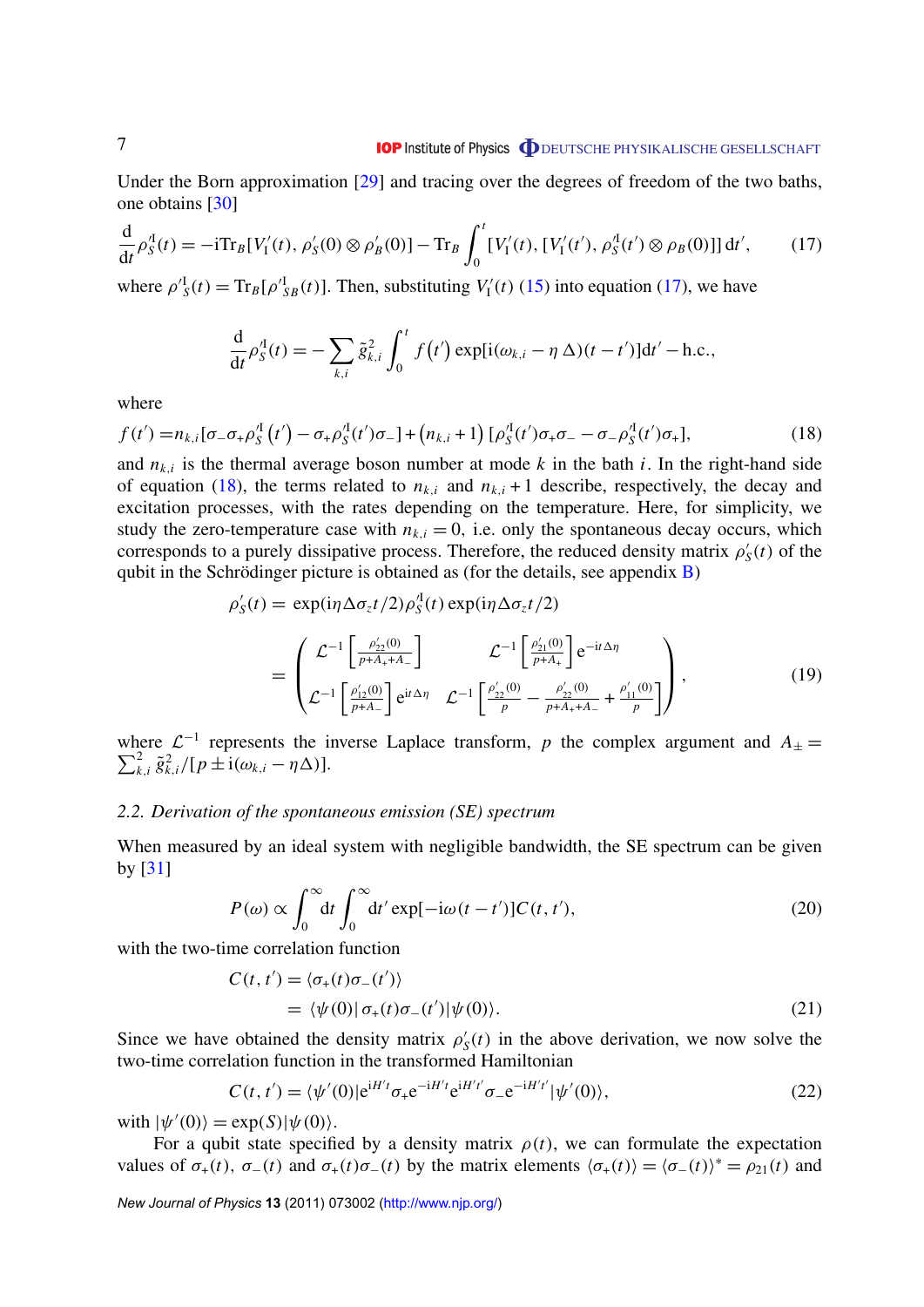Under the Born approximation [29] and tracing over the degrees of freedom of the two baths, one obtains [30]

$$\frac{\mathrm{d}}{\mathrm{d}t}\rho_S'^{\mathrm{I}}(t) = -\mathrm{i}\mathrm{Tr}_B[V_{\mathrm{I}}'(t), \rho_S'(0)\otimes\rho_B'(0)] - \mathrm{Tr}_B\int_0^t [V_{\mathrm{I}}'(t), [V_{\mathrm{I}}'(t'), \rho_S'^{\mathrm{I}}(t')\otimes\rho_B(0)]]\,\mathrm{d}t', \tag{17}$$

where $\rho_S'^{\mathrm{I}}(t) = \mathrm{Tr}_B[\rho_{SB}'^{\mathrm{I}}(t)]$. Then, substituting $V_{\mathrm{I}}'(t)$ (15) into equation (17), we have

$$\frac{\mathrm{d}}{\mathrm{d}t}\rho_S'^{\mathrm{I}}(t) = -\sum_{k,i}\tilde{g}_{k,i}^2\int_0^t f(t')\exp[\mathrm{i}(\omega_{k,i}-\eta\,\Delta)(t-t')]\mathrm{d}t' - \mathrm{h.c.},$$

where

$$f(t') = n_{k,i}[\sigma_-\sigma_+\rho_S'^{\mathrm{I}}(t') - \sigma_+\rho_S'^{\mathrm{I}}(t')\sigma_-] + (n_{k,i}+1)\,[\rho_S'^{\mathrm{I}}(t')\sigma_+\sigma_- - \sigma_-\rho_S'^{\mathrm{I}}(t')\sigma_+], \tag{18}$$

and $n_{k,i}$ is the thermal average boson number at mode $k$ in the bath $i$. In the right-hand side of equation (18), the terms related to $n_{k,i}$ and $n_{k,i}+1$ describe, respectively, the decay and excitation processes, with the rates depending on the temperature. Here, for simplicity, we study the zero-temperature case with $n_{k,i}=0$, i.e. only the spontaneous decay occurs, which corresponds to a purely dissipative process. Therefore, the reduced density matrix $\rho_S'(t)$ of the qubit in the Schrödinger picture is obtained as (for the details, see appendix B)

$$\rho_S'(t) = \exp(\mathrm{i}\eta\Delta\sigma_z t/2)\rho_S'^{\mathrm{I}}(t)\exp(\mathrm{i}\eta\Delta\sigma_z t/2)$$

$$= \begin{pmatrix} \mathcal{L}^{-1}\left[\frac{\rho_{22}'(0)}{p+A_++A_-}\right] & \mathcal{L}^{-1}\left[\frac{\rho_{21}'(0)}{p+A_+}\right]\mathrm{e}^{-\mathrm{i}t\Delta\eta} \\ \mathcal{L}^{-1}\left[\frac{\rho_{12}'(0)}{p+A_-}\right]\mathrm{e}^{\mathrm{i}t\Delta\eta} & \mathcal{L}^{-1}\left[\frac{\rho_{22}'(0)}{p} - \frac{\rho_{22}'(0)}{p+A_++A_-} + \frac{\rho_{11}'(0)}{p}\right] \end{pmatrix}, \tag{19}$$

where $\mathcal{L}^{-1}$ represents the inverse Laplace transform, $p$ the complex argument and $A_\pm = \sum_{k,i}^2\tilde{g}_{k,i}^2/[p\pm\mathrm{i}(\omega_{k,i}-\eta\Delta)]$.

### 2.2. Derivation of the spontaneous emission (SE) spectrum

When measured by an ideal system with negligible bandwidth, the SE spectrum can be given by [31]

$$P(\omega) \propto \int_0^\infty \mathrm{d}t\int_0^\infty \mathrm{d}t'\exp[-\mathrm{i}\omega(t-t')]C(t,t'), \tag{20}$$

with the two-time correlation function

$$\begin{aligned} C(t,t') &= \langle\sigma_+(t)\sigma_-(t')\rangle \\ &= \langle\psi(0)|\,\sigma_+(t)\sigma_-(t')|\psi(0)\rangle. \end{aligned} \tag{21}$$

Since we have obtained the density matrix $\rho_S'(t)$ in the above derivation, we now solve the two-time correlation function in the transformed Hamiltonian

$$C(t,t') = \langle\psi'(0)|\mathrm{e}^{\mathrm{i}H't}\sigma_+\mathrm{e}^{-\mathrm{i}H't}\mathrm{e}^{\mathrm{i}H't'}\sigma_-\mathrm{e}^{-\mathrm{i}H't'}|\psi'(0)\rangle, \tag{22}$$

with $|\psi'(0)\rangle = \exp(S)|\psi(0)\rangle$.

For a qubit state specified by a density matrix $\rho(t)$, we can formulate the expectation values of $\sigma_+(t)$, $\sigma_-(t)$ and $\sigma_+(t)\sigma_-(t)$ by the matrix elements $\langle\sigma_+(t)\rangle = \langle\sigma_-(t)\rangle^* = \rho_{21}(t)$ and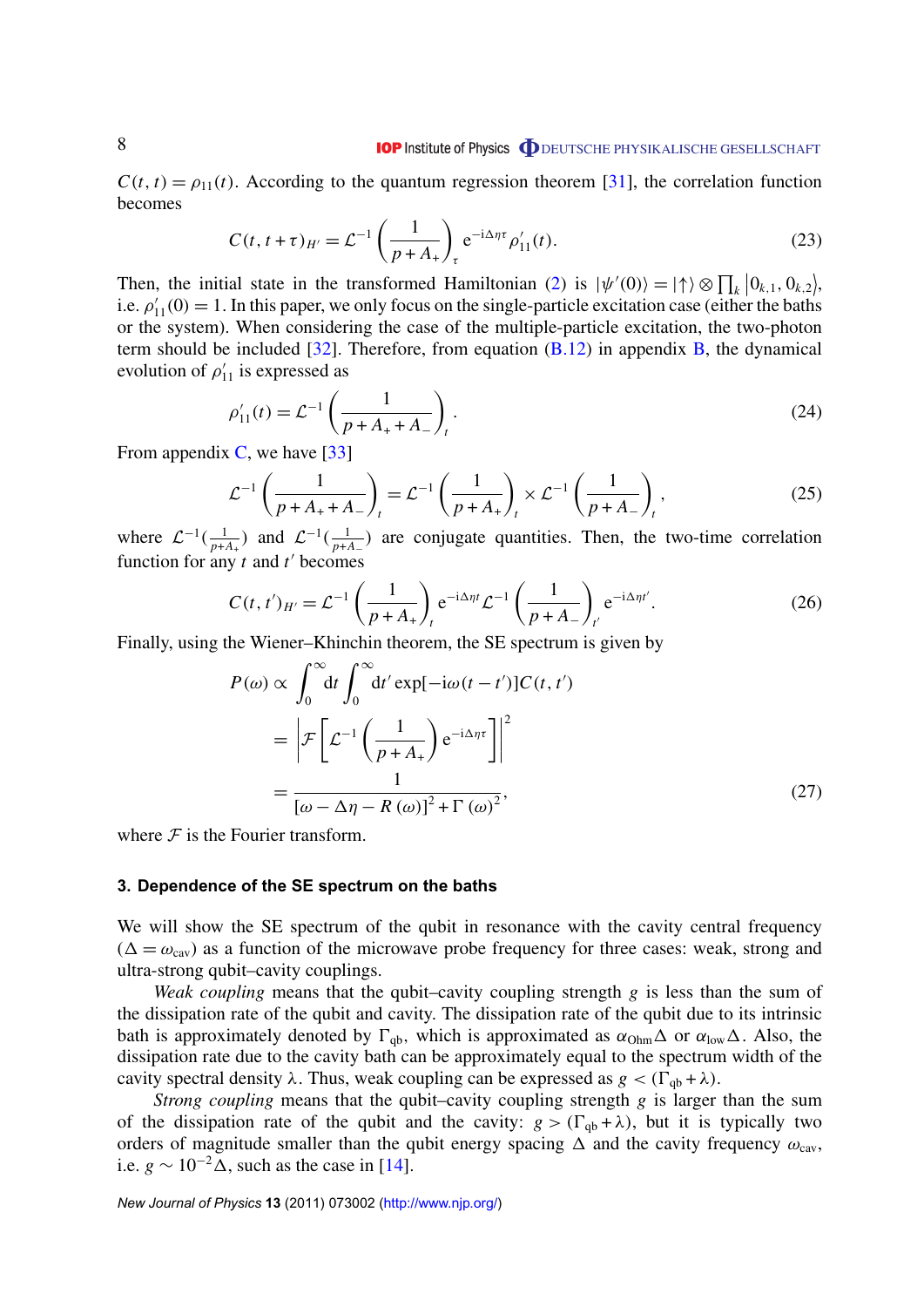$C(t,t) = \rho_{11}(t)$. According to the quantum regression theorem [31], the correlation function becomes

$$C(t, t+\tau)_{H'} = \mathcal{L}^{-1}\left(\frac{1}{p+A_+}\right)_\tau \mathrm{e}^{-\mathrm{i}\Delta\eta\tau}\rho'_{11}(t). \tag{23}$$

Then, the initial state in the transformed Hamiltonian (2) is $|\psi'(0)\rangle = |\uparrow\rangle \otimes \prod_k |0_{k,1}, 0_{k,2}\rangle$, i.e. $\rho'_{11}(0) = 1$. In this paper, we only focus on the single-particle excitation case (either the baths or the system). When considering the case of the multiple-particle excitation, the two-photon term should be included [32]. Therefore, from equation (B.12) in appendix B, the dynamical evolution of $\rho'_{11}$ is expressed as

$$\rho'_{11}(t) = \mathcal{L}^{-1}\left(\frac{1}{p+A_+ + A_-}\right)_t. \tag{24}$$

From appendix C, we have [33]

$$\mathcal{L}^{-1}\left(\frac{1}{p+A_+ + A_-}\right)_t = \mathcal{L}^{-1}\left(\frac{1}{p+A_+}\right)_t \times \mathcal{L}^{-1}\left(\frac{1}{p+A_-}\right)_t, \tag{25}$$

where $\mathcal{L}^{-1}(\frac{1}{p+A_+})$ and $\mathcal{L}^{-1}(\frac{1}{p+A_-})$ are conjugate quantities. Then, the two-time correlation function for any $t$ and $t'$ becomes

$$C(t, t')_{H'} = \mathcal{L}^{-1}\left(\frac{1}{p+A_+}\right)_t \mathrm{e}^{-\mathrm{i}\Delta\eta t}\mathcal{L}^{-1}\left(\frac{1}{p+A_-}\right)_{t'} \mathrm{e}^{-\mathrm{i}\Delta\eta t'}. \tag{26}$$

Finally, using the Wiener–Khinchin theorem, the SE spectrum is given by

$$\begin{aligned} P(\omega) &\propto \int_0^\infty \mathrm{d}t \int_0^\infty \mathrm{d}t' \exp[-\mathrm{i}\omega(t-t')]C(t,t') \\ &= \left|\mathcal{F}\left[\mathcal{L}^{-1}\left(\frac{1}{p+A_+}\right)\mathrm{e}^{-\mathrm{i}\Delta\eta\tau}\right]\right|^2 \\ &= \frac{1}{[\omega - \Delta\eta - R(\omega)]^2 + \Gamma(\omega)^2}, \end{aligned} \tag{27}$$

where $\mathcal{F}$ is the Fourier transform.

### 3. Dependence of the SE spectrum on the baths

We will show the SE spectrum of the qubit in resonance with the cavity central frequency ($\Delta = \omega_{\mathrm{cav}}$) as a function of the microwave probe frequency for three cases: weak, strong and ultra-strong qubit–cavity couplings.

*Weak coupling* means that the qubit–cavity coupling strength $g$ is less than the sum of the dissipation rate of the qubit and cavity. The dissipation rate of the qubit due to its intrinsic bath is approximately denoted by $\Gamma_{\mathrm{qb}}$, which is approximated as $\alpha_{\mathrm{Ohm}}\Delta$ or $\alpha_{\mathrm{low}}\Delta$. Also, the dissipation rate due to the cavity bath can be approximately equal to the spectrum width of the cavity spectral density $\lambda$. Thus, weak coupling can be expressed as $g < (\Gamma_{\mathrm{qb}} + \lambda)$.

*Strong coupling* means that the qubit–cavity coupling strength $g$ is larger than the sum of the dissipation rate of the qubit and the cavity: $g > (\Gamma_{\mathrm{qb}} + \lambda)$, but it is typically two orders of magnitude smaller than the qubit energy spacing $\Delta$ and the cavity frequency $\omega_{\mathrm{cav}}$, i.e. $g \sim 10^{-2}\Delta$, such as the case in [14].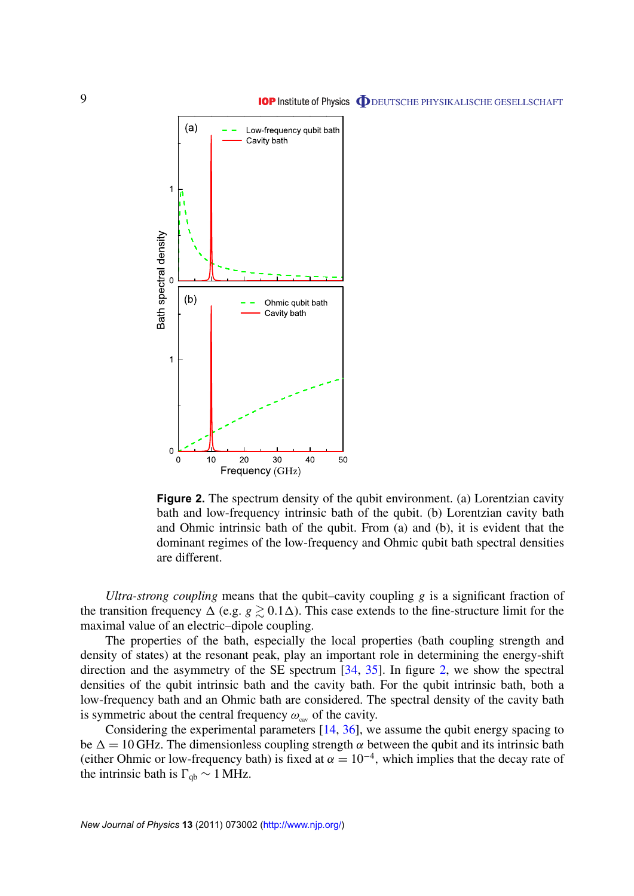(a)

Low-frequency qubit bath

Cavity bath

(b)

Ohmic qubit bath

Cavity bath

Bath spectral density

0

1

0

1

0

10

20

30

40

50

Frequency (GHz)

**Figure 2.** The spectrum density of the qubit environment. (a) Lorentzian cavity bath and low-frequency intrinsic bath of the qubit. (b) Lorentzian cavity bath and Ohmic intrinsic bath of the qubit. From (a) and (b), it is evident that the dominant regimes of the low-frequency and Ohmic qubit bath spectral densities are different.

*Ultra-strong coupling* means that the qubit–cavity coupling $g$ is a significant fraction of the transition frequency $\Delta$ (e.g. $g \gtrsim 0.1\Delta$). This case extends to the fine-structure limit for the maximal value of an electric–dipole coupling.

The properties of the bath, especially the local properties (bath coupling strength and density of states) at the resonant peak, play an important role in determining the energy-shift direction and the asymmetry of the SE spectrum [34, 35]. In figure 2, we show the spectral densities of the qubit intrinsic bath and the cavity bath. For the qubit intrinsic bath, both a low-frequency bath and an Ohmic bath are considered. The spectral density of the cavity bath is symmetric about the central frequency $\omega_{\text{cav}}$ of the cavity.

Considering the experimental parameters [14, 36], we assume the qubit energy spacing to be $\Delta = 10\,\text{GHz}$. The dimensionless coupling strength $\alpha$ between the qubit and its intrinsic bath (either Ohmic or low-frequency bath) is fixed at $\alpha = 10^{-4}$, which implies that the decay rate of the intrinsic bath is $\Gamma_{\text{qb}} \sim 1\,\text{MHz}$.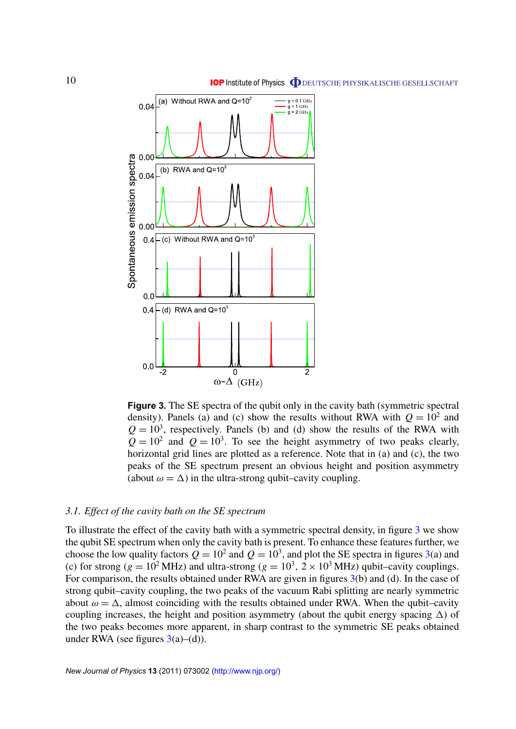(a) Without RWA and Q=10$^2$

g = 0.1 GHz
g = 1 GHz
g = 2 GHz

0.04
0.00

(b) RWA and Q=10$^2$

0.04
0.00

(c) Without RWA and Q=10$^3$

0.4
0.0

(d) RWA and Q=10$^3$

0.4
0.0

-2
0
2

Spontaneous emission spectra

ω−Δ (GHz)

**Figure 3.** The SE spectra of the qubit only in the cavity bath (symmetric spectral density). Panels (a) and (c) show the results without RWA with $Q = 10^2$ and $Q = 10^3$, respectively. Panels (b) and (d) show the results of the RWA with $Q = 10^2$ and $Q = 10^3$. To see the height asymmetry of two peaks clearly, horizontal grid lines are plotted as a reference. Note that in (a) and (c), the two peaks of the SE spectrum present an obvious height and position asymmetry (about $\omega = \Delta$) in the ultra-strong qubit–cavity coupling.

### *3.1. Effect of the cavity bath on the SE spectrum*

To illustrate the effect of the cavity bath with a symmetric spectral density, in figure 3 we show the qubit SE spectrum when only the cavity bath is present. To enhance these features further, we choose the low quality factors $Q = 10^2$ and $Q = 10^3$, and plot the SE spectra in figures 3(a) and (c) for strong ($g = 10^2$ MHz) and ultra-strong ($g = 10^3$, $2 \times 10^3$ MHz) qubit–cavity couplings. For comparison, the results obtained under RWA are given in figures 3(b) and (d). In the case of strong qubit–cavity coupling, the two peaks of the vacuum Rabi splitting are nearly symmetric about $\omega = \Delta$, almost coinciding with the results obtained under RWA. When the qubit–cavity coupling increases, the height and position asymmetry (about the qubit energy spacing $\Delta$) of the two peaks becomes more apparent, in sharp contrast to the symmetric SE peaks obtained under RWA (see figures 3(a)–(d)).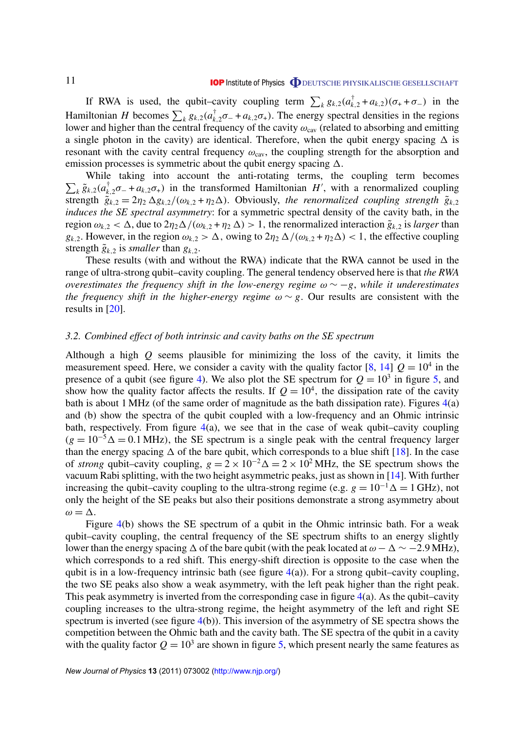If RWA is used, the qubit–cavity coupling term $\sum_k g_{k,2}(a_{k,2}^\dagger + a_{k,2})(\sigma_+ + \sigma_-)$ in the Hamiltonian $H$ becomes $\sum_k g_{k,2}(a_{k,2}^\dagger \sigma_- + a_{k,2}\sigma_+)$. The energy spectral densities in the regions lower and higher than the central frequency of the cavity $\omega_{\text{cav}}$ (related to absorbing and emitting a single photon in the cavity) are identical. Therefore, when the qubit energy spacing $\Delta$ is resonant with the cavity central frequency $\omega_{\text{cav}}$, the coupling strength for the absorption and emission processes is symmetric about the qubit energy spacing $\Delta$.

While taking into account the anti-rotating terms, the coupling term becomes $\sum_k \tilde{g}_{k,2}(a_{k,2}^\dagger \sigma_- + a_{k,2}\sigma_+)$ in the transformed Hamiltonian $H'$, with a renormalized coupling strength $\tilde{g}_{k,2} = 2\eta_2\,\Delta g_{k,2}/(\omega_{k,2} + \eta_2\Delta)$. Obviously, *the renormalized coupling strength* $\tilde{g}_{k,2}$ *induces the SE spectral asymmetry*: for a symmetric spectral density of the cavity bath, in the region $\omega_{k,2} < \Delta$, due to $2\eta_2\Delta/(\omega_{k,2} + \eta_2\,\Delta) > 1$, the renormalized interaction $\tilde{g}_{k,2}$ is *larger* than $g_{k,2}$. However, in the region $\omega_{k,2} > \Delta$, owing to $2\eta_2\,\Delta/(\omega_{k,2} + \eta_2\Delta) < 1$, the effective coupling strength $\tilde{g}_{k,2}$ is *smaller* than $g_{k,2}$.

These results (with and without the RWA) indicate that the RWA cannot be used in the range of ultra-strong qubit–cavity coupling. The general tendency observed here is that *the RWA overestimates the frequency shift in the low-energy regime* $\omega \sim -g$, *while it underestimates the frequency shift in the higher-energy regime* $\omega \sim g$. Our results are consistent with the results in [20].

### 3.2. Combined effect of both intrinsic and cavity baths on the SE spectrum

Although a high $Q$ seems plausible for minimizing the loss of the cavity, it limits the measurement speed. Here, we consider a cavity with the quality factor [8, 14] $Q = 10^4$ in the presence of a qubit (see figure 4). We also plot the SE spectrum for $Q = 10^3$ in figure 5, and show how the quality factor affects the results. If $Q = 10^4$, the dissipation rate of the cavity bath is about 1 MHz (of the same order of magnitude as the bath dissipation rate). Figures 4(a) and (b) show the spectra of the qubit coupled with a low-frequency and an Ohmic intrinsic bath, respectively. From figure 4(a), we see that in the case of weak qubit–cavity coupling ($g = 10^{-5}\Delta = 0.1$ MHz), the SE spectrum is a single peak with the central frequency larger than the energy spacing $\Delta$ of the bare qubit, which corresponds to a blue shift [18]. In the case of *strong* qubit–cavity coupling, $g = 2 \times 10^{-2}\Delta = 2 \times 10^2$ MHz, the SE spectrum shows the vacuum Rabi splitting, with the two height asymmetric peaks, just as shown in [14]. With further increasing the qubit–cavity coupling to the ultra-strong regime (e.g. $g = 10^{-1}\Delta = 1$ GHz), not only the height of the SE peaks but also their positions demonstrate a strong asymmetry about $\omega = \Delta$.

Figure 4(b) shows the SE spectrum of a qubit in the Ohmic intrinsic bath. For a weak qubit–cavity coupling, the central frequency of the SE spectrum shifts to an energy slightly lower than the energy spacing $\Delta$ of the bare qubit (with the peak located at $\omega - \Delta \sim -2.9$ MHz), which corresponds to a red shift. This energy-shift direction is opposite to the case when the qubit is in a low-frequency intrinsic bath (see figure 4(a)). For a strong qubit–cavity coupling, the two SE peaks also show a weak asymmetry, with the left peak higher than the right peak. This peak asymmetry is inverted from the corresponding case in figure 4(a). As the qubit–cavity coupling increases to the ultra-strong regime, the height asymmetry of the left and right SE spectrum is inverted (see figure 4(b)). This inversion of the asymmetry of SE spectra shows the competition between the Ohmic bath and the cavity bath. The SE spectra of the qubit in a cavity with the quality factor $Q = 10^3$ are shown in figure 5, which present nearly the same features as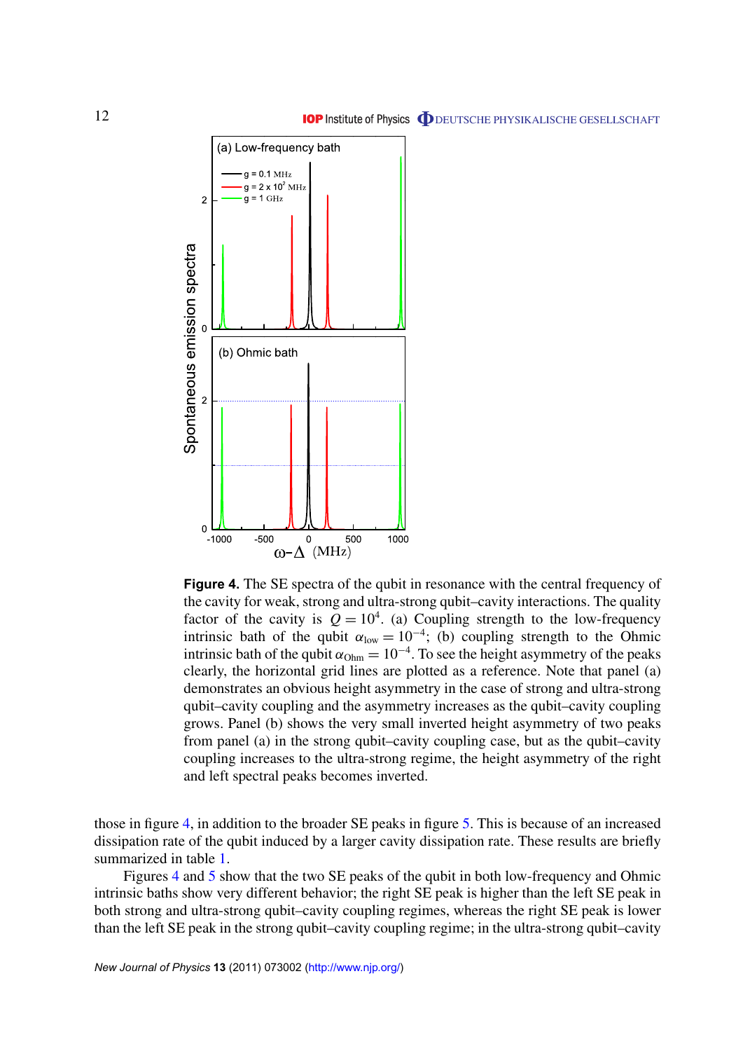(a) Low-frequency bath

g = 0.1 MHz

g = 2 x 10[2] MHz

g = 1 GHz

(b) Ohmic bath

Spontaneous emission spectra

0

2

-1000

-500

0

500

1000

ω−Δ (MHz)

**Figure 4.** The SE spectra of the qubit in resonance with the central frequency of the cavity for weak, strong and ultra-strong qubit–cavity interactions. The quality factor of the cavity is $Q = 10^4$. (a) Coupling strength to the low-frequency intrinsic bath of the qubit $\alpha_{\text{low}} = 10^{-4}$; (b) coupling strength to the Ohmic intrinsic bath of the qubit $\alpha_{\text{Ohm}} = 10^{-4}$. To see the height asymmetry of the peaks clearly, the horizontal grid lines are plotted as a reference. Note that panel (a) demonstrates an obvious height asymmetry in the case of strong and ultra-strong qubit–cavity coupling and the asymmetry increases as the qubit–cavity coupling grows. Panel (b) shows the very small inverted height asymmetry of two peaks from panel (a) in the strong qubit–cavity coupling case, but as the qubit–cavity coupling increases to the ultra-strong regime, the height asymmetry of the right and left spectral peaks becomes inverted.

those in figure 4, in addition to the broader SE peaks in figure 5. This is because of an increased dissipation rate of the qubit induced by a larger cavity dissipation rate. These results are briefly summarized in table 1.

Figures 4 and 5 show that the two SE peaks of the qubit in both low-frequency and Ohmic intrinsic baths show very different behavior; the right SE peak is higher than the left SE peak in both strong and ultra-strong qubit–cavity coupling regimes, whereas the right SE peak is lower than the left SE peak in the strong qubit–cavity coupling regime; in the ultra-strong qubit–cavity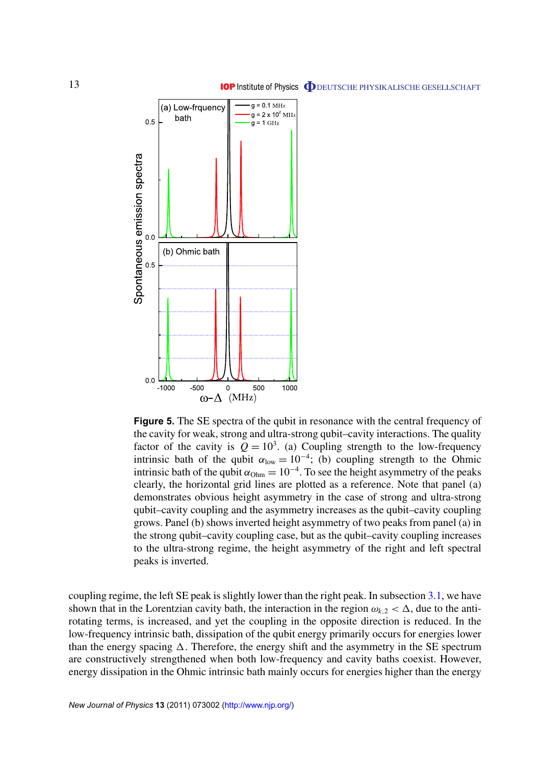(a) Low-frquency bath

g = 0.1 MHz

g = 2 x 10[2] MHz

g = 1 GHz

(b) Ohmic bath

Spontaneous emission spectra

0.0

0.5

-1000

-500

0

500

1000

ω−Δ (MHz)

**Figure 5.** The SE spectra of the qubit in resonance with the central frequency of the cavity for weak, strong and ultra-strong qubit–cavity interactions. The quality factor of the cavity is $Q = 10^3$. (a) Coupling strength to the low-frequency intrinsic bath of the qubit $\alpha_{\mathrm{low}} = 10^{-4}$; (b) coupling strength to the Ohmic intrinsic bath of the qubit $\alpha_{\mathrm{Ohm}} = 10^{-4}$. To see the height asymmetry of the peaks clearly, the horizontal grid lines are plotted as a reference. Note that panel (a) demonstrates obvious height asymmetry in the case of strong and ultra-strong qubit–cavity coupling and the asymmetry increases as the qubit–cavity coupling grows. Panel (b) shows inverted height asymmetry of two peaks from panel (a) in the strong qubit–cavity coupling case, but as the qubit–cavity coupling increases to the ultra-strong regime, the height asymmetry of the right and left spectral peaks is inverted.

coupling regime, the left SE peak is slightly lower than the right peak. In subsection 3.1, we have shown that in the Lorentzian cavity bath, the interaction in the region $\omega_{k,2} < \Delta$, due to the anti-rotating terms, is increased, and yet the coupling in the opposite direction is reduced. In the low-frequency intrinsic bath, dissipation of the qubit energy primarily occurs for energies lower than the energy spacing $\Delta$. Therefore, the energy shift and the asymmetry in the SE spectrum are constructively strengthened when both low-frequency and cavity baths coexist. However, energy dissipation in the Ohmic intrinsic bath mainly occurs for energies higher than the energy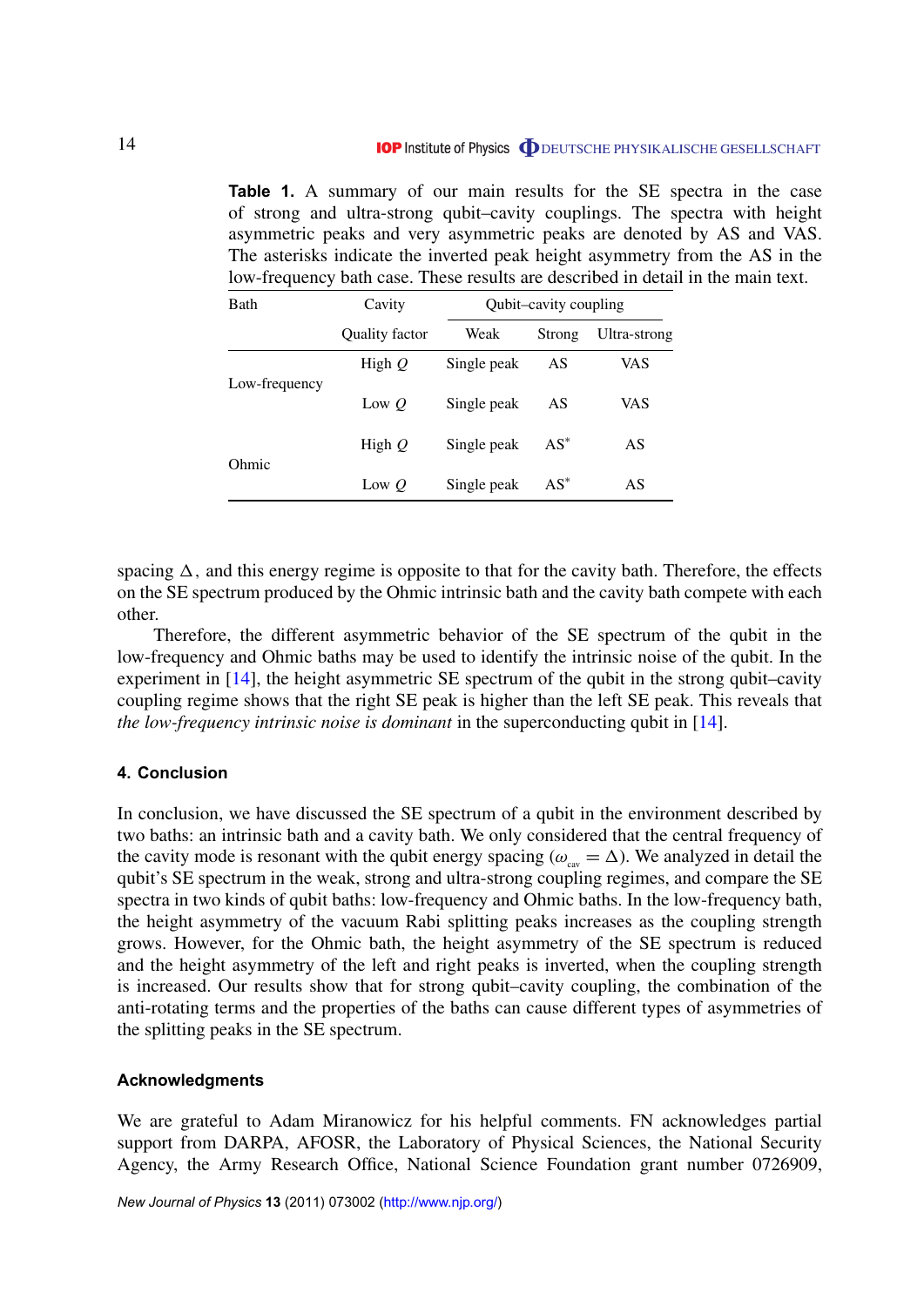**Table 1.** A summary of our main results for the SE spectra in the case of strong and ultra-strong qubit–cavity couplings. The spectra with height asymmetric peaks and very asymmetric peaks are denoted by AS and VAS. The asterisks indicate the inverted peak height asymmetry from the AS in the low-frequency bath case. These results are described in detail in the main text.

| Bath | Cavity | Qubit–cavity coupling | | |
|---|---|---|---|---|
| | Quality factor | Weak | Strong | Ultra-strong |
| Low-frequency | High $Q$ | Single peak | AS | VAS |
| | Low $Q$ | Single peak | AS | VAS |
| Ohmic | High $Q$ | Single peak | AS* | AS |
| | Low $Q$ | Single peak | AS* | AS |

spacing $\Delta$, and this energy regime is opposite to that for the cavity bath. Therefore, the effects on the SE spectrum produced by the Ohmic intrinsic bath and the cavity bath compete with each other.

Therefore, the different asymmetric behavior of the SE spectrum of the qubit in the low-frequency and Ohmic baths may be used to identify the intrinsic noise of the qubit. In the experiment in [14], the height asymmetric SE spectrum of the qubit in the strong qubit–cavity coupling regime shows that the right SE peak is higher than the left SE peak. This reveals that *the low-frequency intrinsic noise is dominant* in the superconducting qubit in [14].

## 4. Conclusion

In conclusion, we have discussed the SE spectrum of a qubit in the environment described by two baths: an intrinsic bath and a cavity bath. We only considered that the central frequency of the cavity mode is resonant with the qubit energy spacing ($\omega_{\rm cav} = \Delta$). We analyzed in detail the qubit's SE spectrum in the weak, strong and ultra-strong coupling regimes, and compare the SE spectra in two kinds of qubit baths: low-frequency and Ohmic baths. In the low-frequency bath, the height asymmetry of the vacuum Rabi splitting peaks increases as the coupling strength grows. However, for the Ohmic bath, the height asymmetry of the SE spectrum is reduced and the height asymmetry of the left and right peaks is inverted, when the coupling strength is increased. Our results show that for strong qubit–cavity coupling, the combination of the anti-rotating terms and the properties of the baths can cause different types of asymmetries of the splitting peaks in the SE spectrum.

## Acknowledgments

We are grateful to Adam Miranowicz for his helpful comments. FN acknowledges partial support from DARPA, AFOSR, the Laboratory of Physical Sciences, the National Security Agency, the Army Research Office, National Science Foundation grant number 0726909,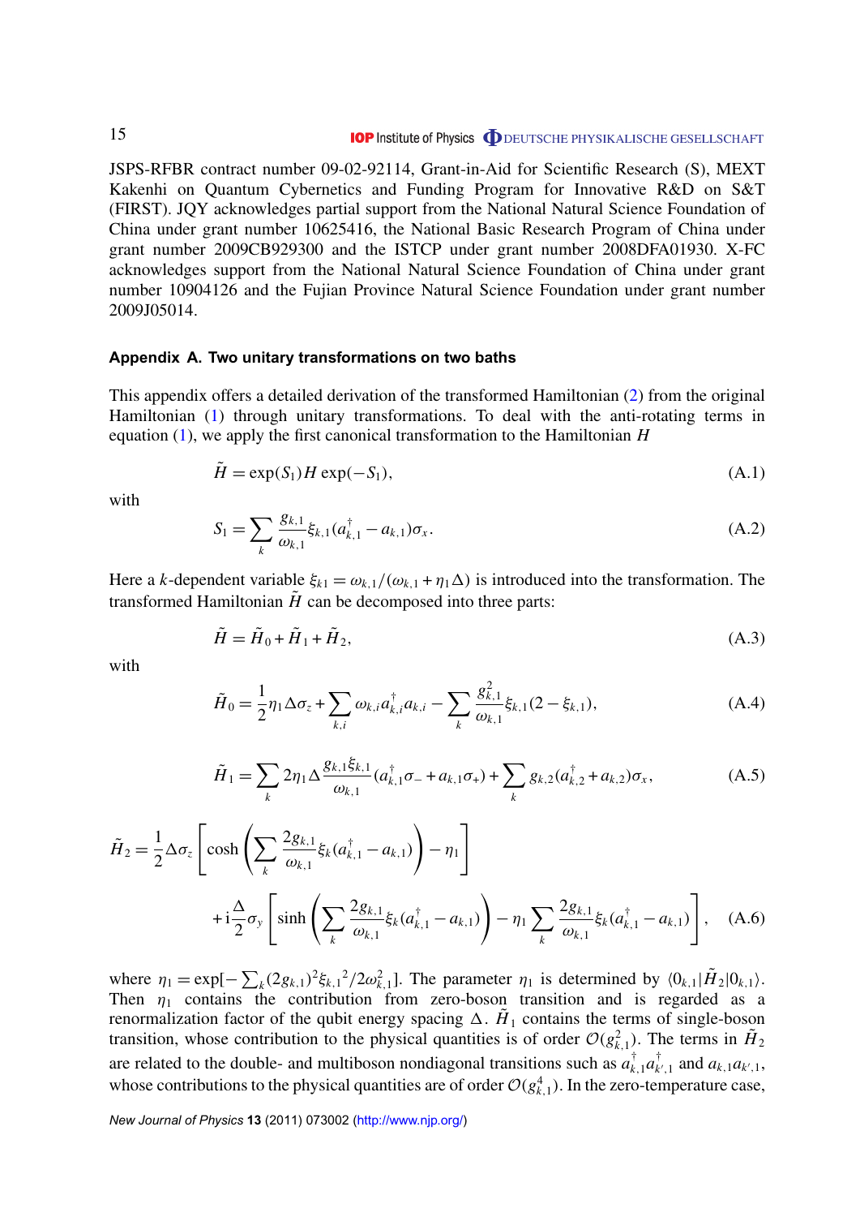JSPS-RFBR contract number 09-02-92114, Grant-in-Aid for Scientific Research (S), MEXT Kakenhi on Quantum Cybernetics and Funding Program for Innovative R&D on S&T (FIRST). JQY acknowledges partial support from the National Natural Science Foundation of China under grant number 10625416, the National Basic Research Program of China under grant number 2009CB929300 and the ISTCP under grant number 2008DFA01930. X-FC acknowledges support from the National Natural Science Foundation of China under grant number 10904126 and the Fujian Province Natural Science Foundation under grant number 2009J05014.

## Appendix A. Two unitary transformations on two baths

This appendix offers a detailed derivation of the transformed Hamiltonian (2) from the original Hamiltonian (1) through unitary transformations. To deal with the anti-rotating terms in equation (1), we apply the first canonical transformation to the Hamiltonian $H$

$$\tilde{H} = \exp(S_1) H \exp(-S_1), \tag{A.1}$$

with

$$S_1 = \sum_k \frac{g_{k,1}}{\omega_{k,1}} \xi_{k,1} (a_{k,1}^\dagger - a_{k,1}) \sigma_x. \tag{A.2}$$

Here a $k$-dependent variable $\xi_{k1} = \omega_{k,1}/(\omega_{k,1} + \eta_1 \Delta)$ is introduced into the transformation. The transformed Hamiltonian $\tilde{H}$ can be decomposed into three parts:

$$\tilde{H} = \tilde{H}_0 + \tilde{H}_1 + \tilde{H}_2, \tag{A.3}$$

with

$$\tilde{H}_0 = \frac{1}{2}\eta_1 \Delta \sigma_z + \sum_{k,i} \omega_{k,i} a_{k,i}^\dagger a_{k,i} - \sum_k \frac{g_{k,1}^2}{\omega_{k,1}} \xi_{k,1} (2 - \xi_{k,1}), \tag{A.4}$$

$$\tilde{H}_1 = \sum_k 2\eta_1 \Delta \frac{g_{k,1}\xi_{k,1}}{\omega_{k,1}} (a_{k,1}^\dagger \sigma_- + a_{k,1}\sigma_+) + \sum_k g_{k,2}(a_{k,2}^\dagger + a_{k,2})\sigma_x, \tag{A.5}$$

$$\begin{aligned}\tilde{H}_2 = \frac{1}{2}\Delta\sigma_z &\left[\cosh\left(\sum_k \frac{2g_{k,1}}{\omega_{k,1}}\xi_k (a_{k,1}^\dagger - a_{k,1})\right) - \eta_1\right] \\ &+ \mathrm{i}\frac{\Delta}{2}\sigma_y \left[\sinh\left(\sum_k \frac{2g_{k,1}}{\omega_{k,1}}\xi_k (a_{k,1}^\dagger - a_{k,1})\right) - \eta_1 \sum_k \frac{2g_{k,1}}{\omega_{k,1}}\xi_k (a_{k,1}^\dagger - a_{k,1})\right],\end{aligned} \tag{A.6}$$

where $\eta_1 = \exp[-\sum_k (2g_{k,1})^2 {\xi_{k,1}}^2 / 2\omega_{k,1}^2]$. The parameter $\eta_1$ is determined by $\langle 0_{k,1}|\tilde{H}_2|0_{k,1}\rangle$. Then $\eta_1$ contains the contribution from zero-boson transition and is regarded as a renormalization factor of the qubit energy spacing $\Delta$. $\tilde{H}_1$ contains the terms of single-boson transition, whose contribution to the physical quantities is of order $\mathcal{O}(g_{k,1}^2)$. The terms in $\tilde{H}_2$ are related to the double- and multiboson nondiagonal transitions such as $a_{k,1}^\dagger a_{k',1}^\dagger$ and $a_{k,1} a_{k',1}$, whose contributions to the physical quantities are of order $\mathcal{O}(g_{k,1}^4)$. In the zero-temperature case,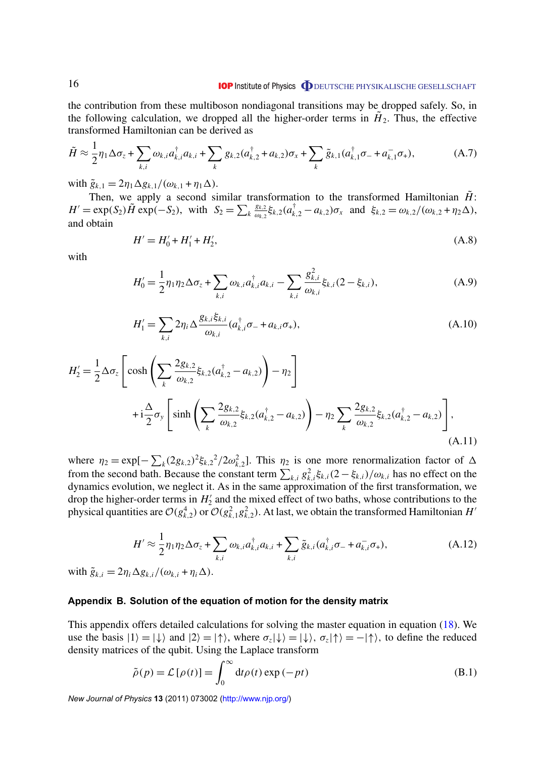the contribution from these multiboson nondiagonal transitions may be dropped safely. So, in the following calculation, we dropped all the higher-order terms in $\tilde{H}_2$. Thus, the effective transformed Hamiltonian can be derived as

$$\tilde{H} \approx \frac{1}{2}\eta_1 \Delta \sigma_z + \sum_{k,i} \omega_{k,i} a_{k,i}^{\dagger} a_{k,i} + \sum_{k} g_{k,2}(a_{k,2}^{\dagger} + a_{k,2})\sigma_x + \sum_{k} \tilde{g}_{k,1}(a_{k,1}^{\dagger}\sigma_- + a_{k,1}^{-}\sigma_+), \tag{A.7}$$

with $\tilde{g}_{k,1} = 2\eta_1 \Delta g_{k,1}/(\omega_{k,1} + \eta_1 \Delta)$.

Then, we apply a second similar transformation to the transformed Hamiltonian $\tilde{H}$: $H' = \exp(S_2)\tilde{H}\exp(-S_2)$, with $S_2 = \sum_k \frac{g_{k,2}}{\omega_{k,2}} \xi_{k,2}(a_{k,2}^{\dagger} - a_{k,2})\sigma_x$ and $\xi_{k,2} = \omega_{k,2}/(\omega_{k,2} + \eta_2 \Delta)$, and obtain

$$H' = H_0' + H_1' + H_2', \tag{A.8}$$

with

$$H_0' = \frac{1}{2}\eta_1 \eta_2 \Delta \sigma_z + \sum_{k,i} \omega_{k,i} a_{k,i}^{\dagger} a_{k,i} - \sum_{k,i} \frac{g_{k,i}^2}{\omega_{k,i}} \xi_{k,i}(2 - \xi_{k,i}), \tag{A.9}$$

$$H_1' = \sum_{k,i} 2\eta_i \Delta \frac{g_{k,i}\xi_{k,i}}{\omega_{k,i}} (a_{k,i}^{\dagger}\sigma_- + a_{k,i}\sigma_+), \tag{A.10}$$

$$H_2' = \frac{1}{2}\Delta \sigma_z \left[\cosh\left(\sum_k \frac{2g_{k,2}}{\omega_{k,2}} \xi_{k,2}(a_{k,2}^{\dagger} - a_{k,2})\right) - \eta_2\right] + \mathrm{i}\frac{\Delta}{2}\sigma_y \left[\sinh\left(\sum_k \frac{2g_{k,2}}{\omega_{k,2}} \xi_{k,2}(a_{k,2}^{\dagger} - a_{k,2})\right) - \eta_2 \sum_k \frac{2g_{k,2}}{\omega_{k,2}} \xi_{k,2}(a_{k,2}^{\dagger} - a_{k,2})\right], \tag{A.11}$$

where $\eta_2 = \exp[-\sum_k (2g_{k,2})^2 {\xi_{k,2}}^2 / 2\omega_{k,2}^2]$. This $\eta_2$ is one more renormalization factor of $\Delta$ from the second bath. Because the constant term $\sum_{k,i} g_{k,i}^2 \xi_{k,i}(2 - \xi_{k,i})/\omega_{k,i}$ has no effect on the dynamics evolution, we neglect it. As in the same approximation of the first transformation, we drop the higher-order terms in $H_2'$ and the mixed effect of two baths, whose contributions to the physical quantities are $\mathcal{O}(g_{k,2}^4)$ or $\mathcal{O}(g_{k,1}^2 g_{k,2}^2)$. At last, we obtain the transformed Hamiltonian $H'$

$$H' \approx \frac{1}{2}\eta_1 \eta_2 \Delta \sigma_z + \sum_{k,i} \omega_{k,i} a_{k,i}^{\dagger} a_{k,i} + \sum_{k,i} \tilde{g}_{k,i}(a_{k,i}^{\dagger}\sigma_- + a_{k,i}^{-}\sigma_+), \tag{A.12}$$

with $\tilde{g}_{k,i} = 2\eta_i \Delta g_{k,i}/(\omega_{k,i} + \eta_i \Delta)$.

## Appendix B. Solution of the equation of motion for the density matrix

This appendix offers detailed calculations for solving the master equation in equation (18). We use the basis $|1\rangle = |\downarrow\rangle$ and $|2\rangle = |\uparrow\rangle$, where $\sigma_z|\downarrow\rangle = |\downarrow\rangle$, $\sigma_z|\uparrow\rangle = -|\uparrow\rangle$, to define the reduced density matrices of the qubit. Using the Laplace transform

$$\tilde{\rho}(p) = \mathcal{L}[\rho(t)] = \int_0^{\infty} \mathrm{d}t \rho(t) \exp(-pt) \tag{B.1}$$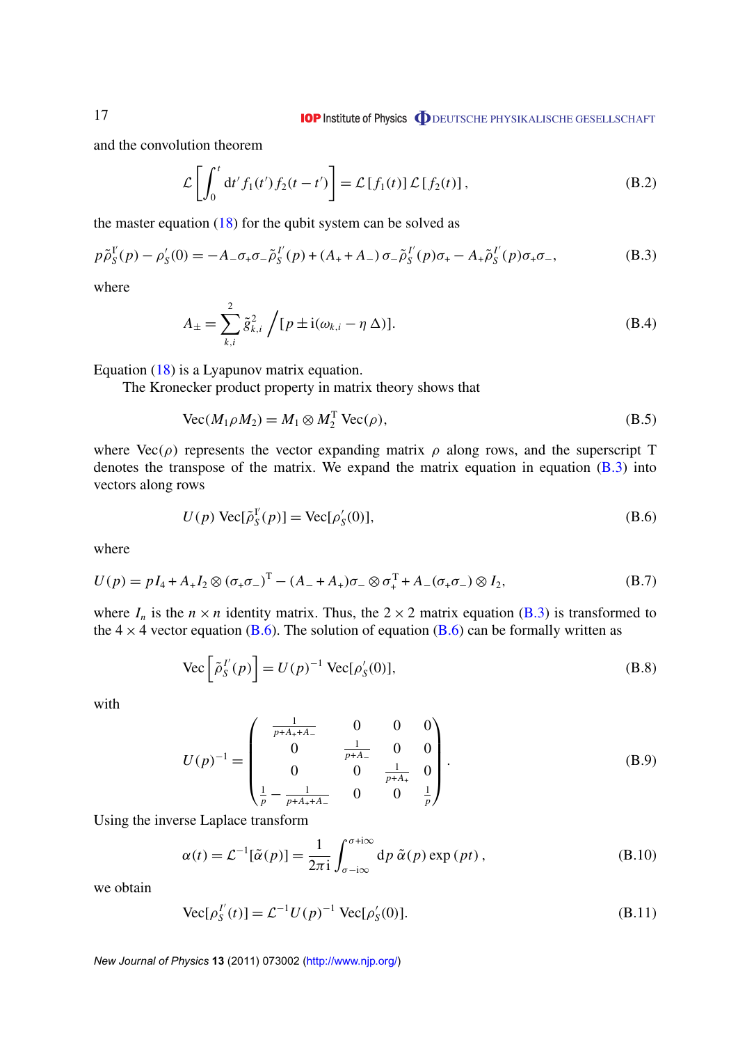and the convolution theorem

$$\mathcal{L}\left[\int_0^t \mathrm{d}t' f_1(t') f_2(t-t')\right] = \mathcal{L}\left[f_1(t)\right]\mathcal{L}\left[f_2(t)\right], \tag{B.2}$$

the master equation (18) for the qubit system can be solved as

$$p\tilde{\rho}_S^{\mathrm{I}'}(p) - \rho_S'(0) = -A_- \sigma_+ \sigma_- \tilde{\rho}_S^{I'}(p) + (A_+ + A_-)\,\sigma_- \tilde{\rho}_S^{I'}(p)\sigma_+ - A_+ \tilde{\rho}_S^{I'}(p)\sigma_+\sigma_-, \tag{B.3}$$

where

$$A_\pm = \sum_{k,i}^{2} \tilde{g}_{k,i}^2 \Big/ [p \pm \mathrm{i}(\omega_{k,i} - \eta\,\Delta)]. \tag{B.4}$$

Equation (18) is a Lyapunov matrix equation.

The Kronecker product property in matrix theory shows that

$$\mathrm{Vec}(M_1 \rho M_2) = M_1 \otimes M_2^{\mathrm{T}}\,\mathrm{Vec}(\rho), \tag{B.5}$$

where $\mathrm{Vec}(\rho)$ represents the vector expanding matrix $\rho$ along rows, and the superscript T denotes the transpose of the matrix. We expand the matrix equation in equation (B.3) into vectors along rows

$$U(p)\,\mathrm{Vec}[\tilde{\rho}_S^{\mathrm{I}'}(p)] = \mathrm{Vec}[\rho_S'(0)], \tag{B.6}$$

where

$$U(p) = pI_4 + A_+ I_2 \otimes (\sigma_+\sigma_-)^{\mathrm{T}} - (A_- + A_+)\sigma_- \otimes \sigma_+^{\mathrm{T}} + A_-(\sigma_+\sigma_-)\otimes I_2, \tag{B.7}$$

where $I_n$ is the $n \times n$ identity matrix. Thus, the $2 \times 2$ matrix equation (B.3) is transformed to the $4 \times 4$ vector equation (B.6). The solution of equation (B.6) can be formally written as

$$\mathrm{Vec}\left[\tilde{\rho}_S^{I'}(p)\right] = U(p)^{-1}\,\mathrm{Vec}[\rho_S'(0)], \tag{B.8}$$

with

$$U(p)^{-1} = \begin{pmatrix} \frac{1}{p+A_+ + A_-} & 0 & 0 & 0 \\ 0 & \frac{1}{p+A_-} & 0 & 0 \\ 0 & 0 & \frac{1}{p+A_+} & 0 \\ \frac{1}{p} - \frac{1}{p+A_+ + A_-} & 0 & 0 & \frac{1}{p} \end{pmatrix}. \tag{B.9}$$

Using the inverse Laplace transform

$$\alpha(t) = \mathcal{L}^{-1}[\tilde{\alpha}(p)] = \frac{1}{2\pi \mathrm{i}} \int_{\sigma - \mathrm{i}\infty}^{\sigma + \mathrm{i}\infty} \mathrm{d}p\, \tilde{\alpha}(p) \exp(pt), \tag{B.10}$$

we obtain

$$\mathrm{Vec}[\rho_S^{I'}(t)] = \mathcal{L}^{-1} U(p)^{-1}\,\mathrm{Vec}[\rho_S'(0)]. \tag{B.11}$$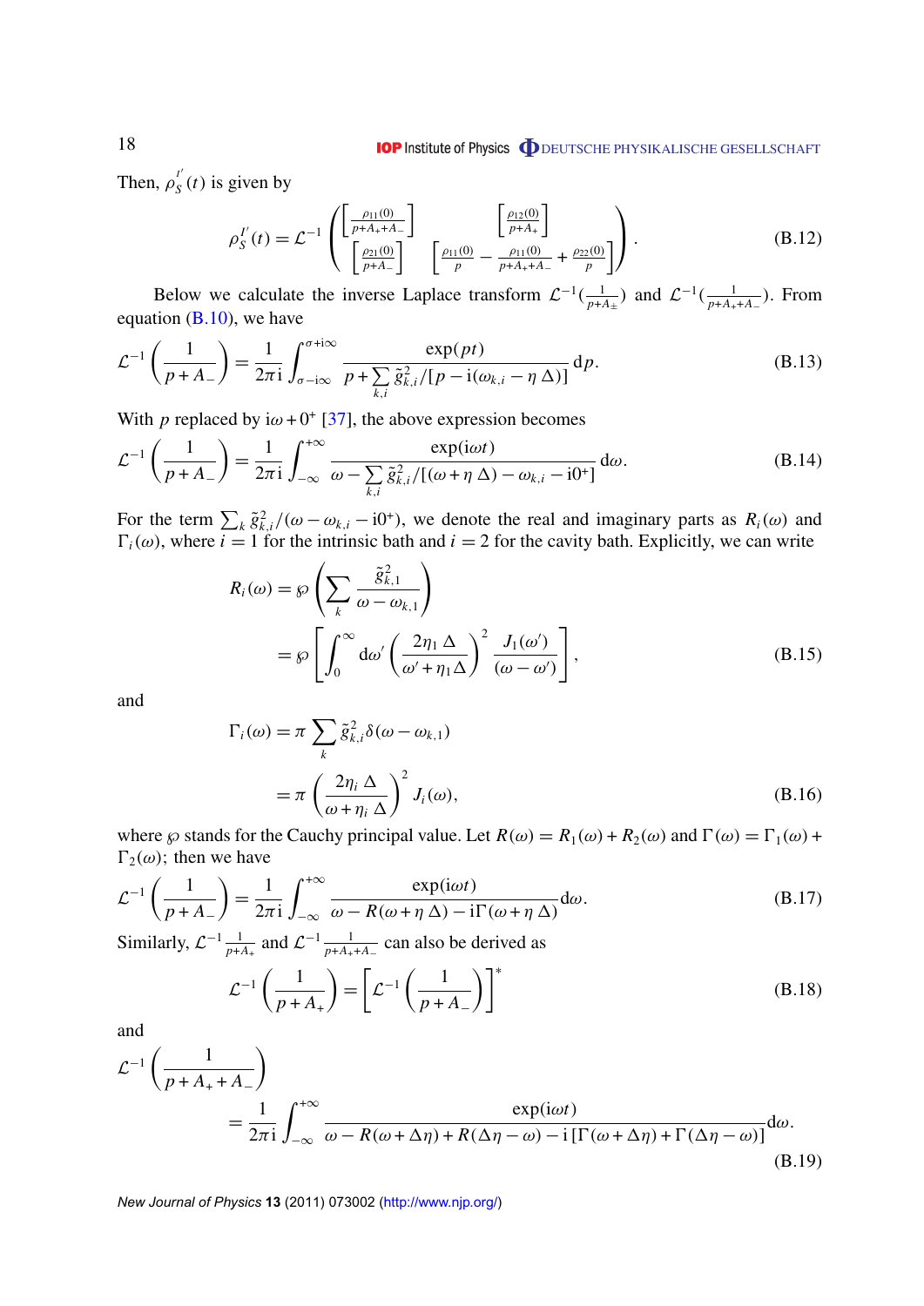Then, $\rho_S^{I'}(t)$ is given by

$$\rho_S^{I'}(t) = \mathcal{L}^{-1}\begin{pmatrix} \left[\frac{\rho_{11}(0)}{p+A_{+}+A_{-}}\right] & \left[\frac{\rho_{12}(0)}{p+A_{+}}\right] \\ \left[\frac{\rho_{21}(0)}{p+A_{-}}\right] & \left[\frac{\rho_{11}(0)}{p} - \frac{\rho_{11}(0)}{p+A_{+}+A_{-}} + \frac{\rho_{22}(0)}{p}\right] \end{pmatrix}. \tag{B.12}$$

Below we calculate the inverse Laplace transform $\mathcal{L}^{-1}(\frac{1}{p+A_{\pm}})$ and $\mathcal{L}^{-1}(\frac{1}{p+A_{+}+A_{-}})$. From equation (B.10), we have

$$\mathcal{L}^{-1}\left(\frac{1}{p+A_{-}}\right) = \frac{1}{2\pi \mathrm{i}}\int_{\sigma-\mathrm{i}\infty}^{\sigma+\mathrm{i}\infty} \frac{\exp(pt)}{p+\sum\limits_{k,i}\tilde{g}_{k,i}^2/[p-\mathrm{i}(\omega_{k,i}-\eta\,\Delta)]}\,\mathrm{d}p. \tag{B.13}$$

With $p$ replaced by $\mathrm{i}\omega + 0^{+}$ [37], the above expression becomes

$$\mathcal{L}^{-1}\left(\frac{1}{p+A_{-}}\right) = \frac{1}{2\pi \mathrm{i}}\int_{-\infty}^{+\infty} \frac{\exp(\mathrm{i}\omega t)}{\omega-\sum\limits_{k,i}\tilde{g}_{k,i}^2/[(\omega+\eta\,\Delta)-\omega_{k,i}-\mathrm{i}0^{+}]}\,\mathrm{d}\omega. \tag{B.14}$$

For the term $\sum_k \tilde{g}_{k,i}^2/(\omega-\omega_{k,i}-\mathrm{i}0^{+})$, we denote the real and imaginary parts as $R_i(\omega)$ and $\Gamma_i(\omega)$, where $i=1$ for the intrinsic bath and $i=2$ for the cavity bath. Explicitly, we can write

$$\begin{aligned} R_i(\omega) &= \wp\left(\sum_k \frac{\tilde{g}_{k,1}^2}{\omega-\omega_{k,1}}\right) \\ &= \wp\left[\int_0^{\infty}\mathrm{d}\omega'\left(\frac{2\eta_1\,\Delta}{\omega'+\eta_1\Delta}\right)^2\frac{J_1(\omega')}{(\omega-\omega')}\right], \end{aligned} \tag{B.15}$$

and

$$\begin{aligned} \Gamma_i(\omega) &= \pi\sum_k \tilde{g}_{k,i}^2\,\delta(\omega-\omega_{k,1}) \\ &= \pi\left(\frac{2\eta_i\,\Delta}{\omega+\eta_i\,\Delta}\right)^2 J_i(\omega), \end{aligned} \tag{B.16}$$

where $\wp$ stands for the Cauchy principal value. Let $R(\omega)=R_1(\omega)+R_2(\omega)$ and $\Gamma(\omega)=\Gamma_1(\omega)+\Gamma_2(\omega)$; then we have

$$\mathcal{L}^{-1}\left(\frac{1}{p+A_{-}}\right) = \frac{1}{2\pi \mathrm{i}}\int_{-\infty}^{+\infty} \frac{\exp(\mathrm{i}\omega t)}{\omega-R(\omega+\eta\,\Delta)-\mathrm{i}\Gamma(\omega+\eta\,\Delta)}\mathrm{d}\omega. \tag{B.17}$$

Similarly, $\mathcal{L}^{-1}\frac{1}{p+A_{+}}$ and $\mathcal{L}^{-1}\frac{1}{p+A_{+}+A_{-}}$ can also be derived as

$$\mathcal{L}^{-1}\left(\frac{1}{p+A_{+}}\right) = \left[\mathcal{L}^{-1}\left(\frac{1}{p+A_{-}}\right)\right]^{*} \tag{B.18}$$

and

$$\begin{aligned} &\mathcal{L}^{-1}\left(\frac{1}{p+A_{+}+A_{-}}\right) \\ &\quad = \frac{1}{2\pi \mathrm{i}}\int_{-\infty}^{+\infty} \frac{\exp(\mathrm{i}\omega t)}{\omega-R(\omega+\Delta\eta)+R(\Delta\eta-\omega)-\mathrm{i}\,[\Gamma(\omega+\Delta\eta)+\Gamma(\Delta\eta-\omega)]}\mathrm{d}\omega. \end{aligned} \tag{B.19}$$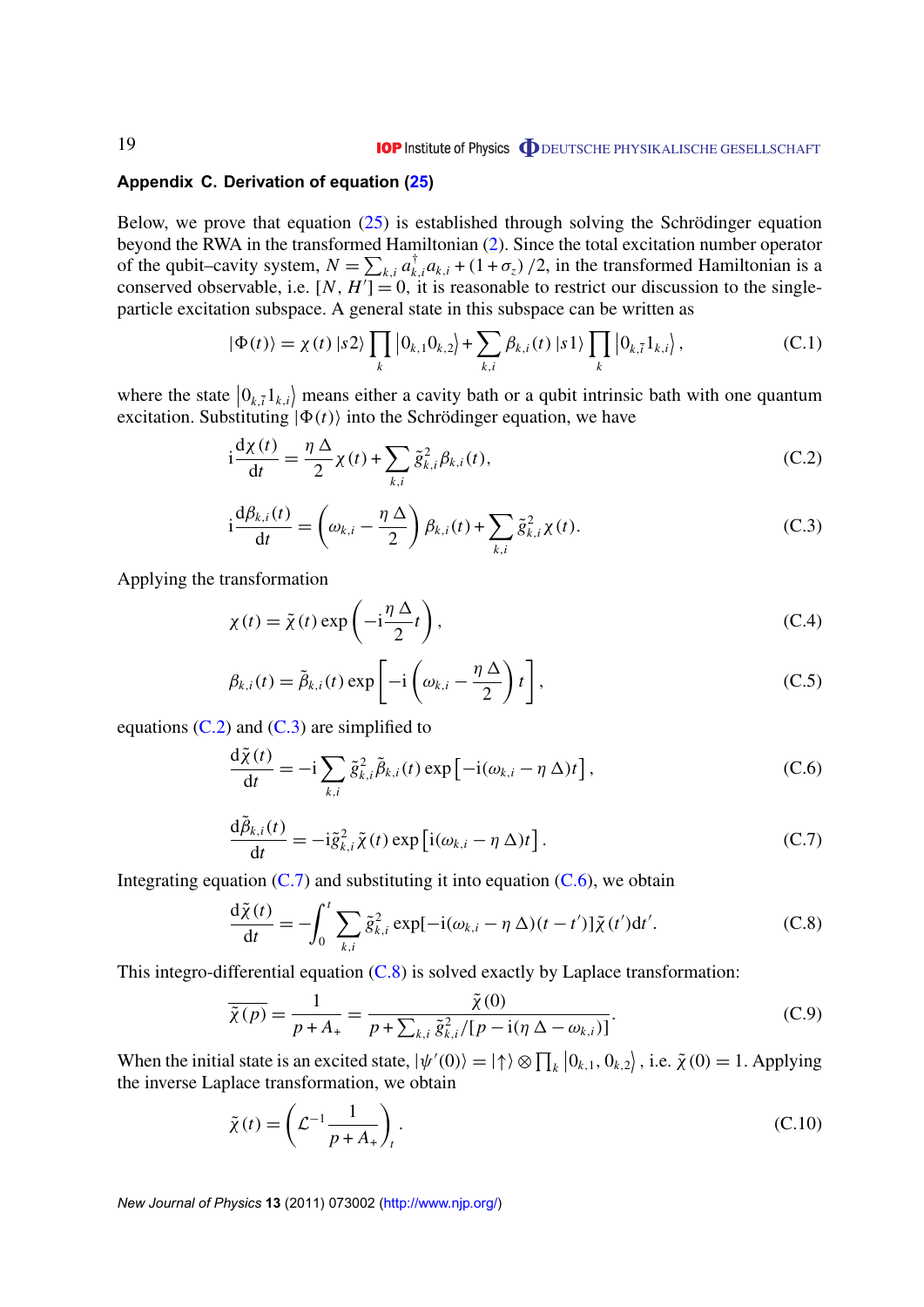## Appendix C. Derivation of equation (25)

Below, we prove that equation (25) is established through solving the Schrödinger equation beyond the RWA in the transformed Hamiltonian (2). Since the total excitation number operator of the qubit–cavity system, $N = \sum_{k,i} a_{k,i}^{\dagger} a_{k,i} + (1+\sigma_z)/2$, in the transformed Hamiltonian is a conserved observable, i.e. $[N, H'] = 0$, it is reasonable to restrict our discussion to the single-particle excitation subspace. A general state in this subspace can be written as

$$|\Phi(t)\rangle = \chi(t)\,|s2\rangle \prod_k \left|0_{k,1}0_{k,2}\right\rangle + \sum_{k,i} \beta_{k,i}(t)\,|s1\rangle \prod_k \left|0_{k,\bar{i}}1_{k,i}\right\rangle, \tag{C.1}$$

where the state $\left|0_{k,\bar{i}}1_{k,i}\right\rangle$ means either a cavity bath or a qubit intrinsic bath with one quantum excitation. Substituting $|\Phi(t)\rangle$ into the Schrödinger equation, we have

$$\mathrm{i}\frac{\mathrm{d}\chi(t)}{\mathrm{d}t} = \frac{\eta\,\Delta}{2}\chi(t) + \sum_{k,i} \tilde{g}_{k,i}^2 \beta_{k,i}(t), \tag{C.2}$$

$$\mathrm{i}\frac{\mathrm{d}\beta_{k,i}(t)}{\mathrm{d}t} = \left(\omega_{k,i} - \frac{\eta\,\Delta}{2}\right)\beta_{k,i}(t) + \sum_{k,i} \tilde{g}_{k,i}^2 \chi(t). \tag{C.3}$$

Applying the transformation

$$\chi(t) = \tilde{\chi}(t)\exp\left(-\mathrm{i}\frac{\eta\,\Delta}{2}t\right), \tag{C.4}$$

$$\beta_{k,i}(t) = \tilde{\beta}_{k,i}(t)\exp\left[-\mathrm{i}\left(\omega_{k,i} - \frac{\eta\,\Delta}{2}\right)t\right], \tag{C.5}$$

equations (C.2) and (C.3) are simplified to

$$\frac{\mathrm{d}\tilde{\chi}(t)}{\mathrm{d}t} = -\mathrm{i}\sum_{k,i} \tilde{g}_{k,i}^2 \tilde{\beta}_{k,i}(t)\exp\left[-\mathrm{i}(\omega_{k,i} - \eta\,\Delta)t\right], \tag{C.6}$$

$$\frac{\mathrm{d}\tilde{\beta}_{k,i}(t)}{\mathrm{d}t} = -\mathrm{i}\tilde{g}_{k,i}^2 \tilde{\chi}(t)\exp\left[\mathrm{i}(\omega_{k,i} - \eta\,\Delta)t\right]. \tag{C.7}$$

Integrating equation (C.7) and substituting it into equation (C.6), we obtain

$$\frac{\mathrm{d}\tilde{\chi}(t)}{\mathrm{d}t} = -\int_0^t \sum_{k,i} \tilde{g}_{k,i}^2 \exp[-\mathrm{i}(\omega_{k,i} - \eta\,\Delta)(t-t')]\tilde{\chi}(t')\mathrm{d}t'. \tag{C.8}$$

This integro-differential equation (C.8) is solved exactly by Laplace transformation:

$$\overline{\tilde{\chi}(p)} = \frac{1}{p + A_+} = \frac{\tilde{\chi}(0)}{p + \sum_{k,i} \tilde{g}_{k,i}^2/[p - \mathrm{i}(\eta\,\Delta - \omega_{k,i})]}. \tag{C.9}$$

When the initial state is an excited state, $|\psi'(0)\rangle = |\uparrow\rangle \otimes \prod_k \left|0_{k,1}, 0_{k,2}\right\rangle$, i.e. $\tilde{\chi}(0) = 1$. Applying the inverse Laplace transformation, we obtain

$$\tilde{\chi}(t) = \left(\mathcal{L}^{-1}\frac{1}{p + A_+}\right)_t. \tag{C.10}$$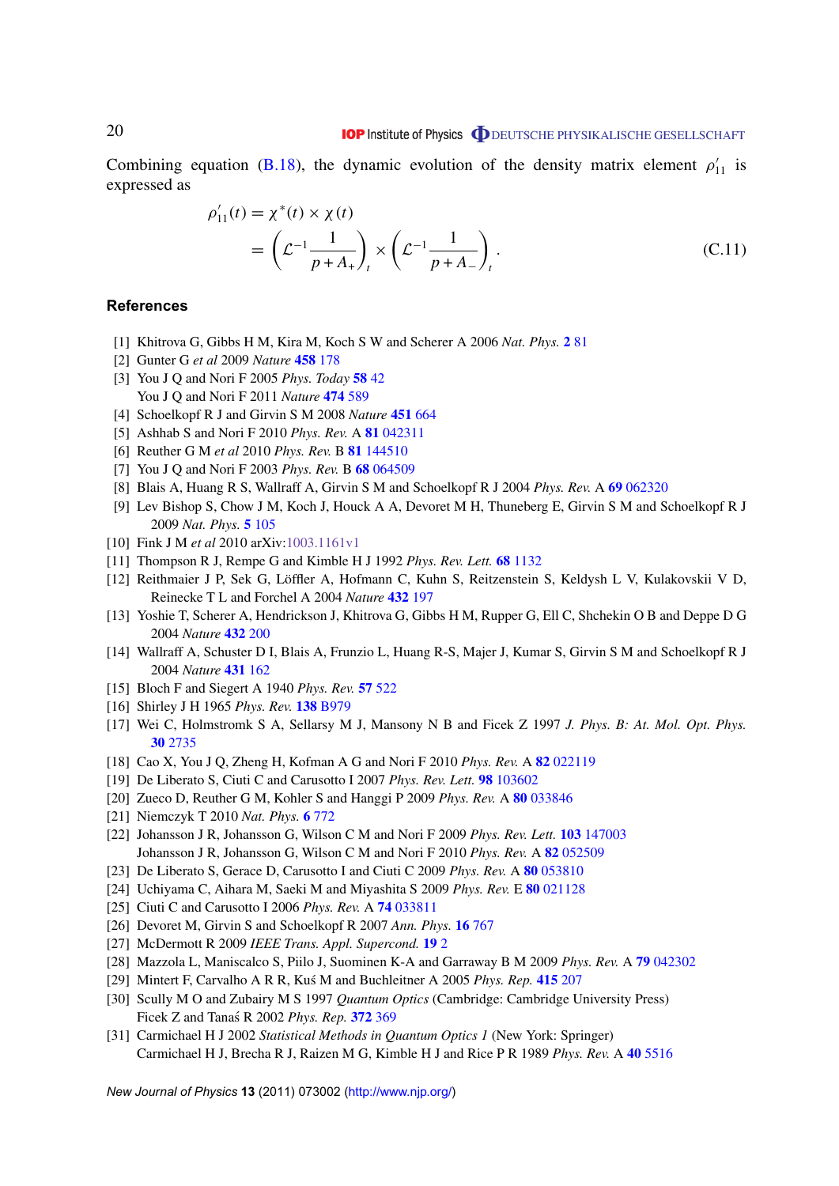Combining equation (B.18), the dynamic evolution of the density matrix element $\rho'_{11}$ is expressed as

$$
\begin{aligned}
\rho'_{11}(t) &= \chi^*(t) \times \chi(t) \\
&= \left(\mathcal{L}^{-1}\frac{1}{p+A_+}\right)_t \times \left(\mathcal{L}^{-1}\frac{1}{p+A_-}\right)_t .
\end{aligned}
\tag{C.11}
$$

## References

[1] Khitrova G, Gibbs H M, Kira M, Koch S W and Scherer A 2006 *Nat. Phys.* **2** 81

[2] Gunter G *et al* 2009 *Nature* **458** 178

[3] You J Q and Nori F 2005 *Phys. Today* **58** 42
You J Q and Nori F 2011 *Nature* **474** 589

[4] Schoelkopf R J and Girvin S M 2008 *Nature* **451** 664

[5] Ashhab S and Nori F 2010 *Phys. Rev.* A **81** 042311

[6] Reuther G M *et al* 2010 *Phys. Rev.* B **81** 144510

[7] You J Q and Nori F 2003 *Phys. Rev.* B **68** 064509

[8] Blais A, Huang R S, Wallraff A, Girvin S M and Schoelkopf R J 2004 *Phys. Rev.* A **69** 062320

[9] Lev Bishop S, Chow J M, Koch J, Houck A A, Devoret M H, Thuneberg E, Girvin S M and Schoelkopf R J 2009 *Nat. Phys.* **5** 105

[10] Fink J M *et al* 2010 arXiv:1003.1161v1

[11] Thompson R J, Rempe G and Kimble H J 1992 *Phys. Rev. Lett.* **68** 1132

[12] Reithmaier J P, Sek G, Löffler A, Hofmann C, Kuhn S, Reitzenstein S, Keldysh L V, Kulakovskii V D, Reinecke T L and Forchel A 2004 *Nature* **432** 197

[13] Yoshie T, Scherer A, Hendrickson J, Khitrova G, Gibbs H M, Rupper G, Ell C, Shchekin O B and Deppe D G 2004 *Nature* **432** 200

[14] Wallraff A, Schuster D I, Blais A, Frunzio L, Huang R-S, Majer J, Kumar S, Girvin S M and Schoelkopf R J 2004 *Nature* **431** 162

[15] Bloch F and Siegert A 1940 *Phys. Rev.* **57** 522

[16] Shirley J H 1965 *Phys. Rev.* **138** B979

[17] Wei C, Holmstromk S A, Sellarsy M J, Mansony N B and Ficek Z 1997 *J. Phys. B: At. Mol. Opt. Phys.* **30** 2735

[18] Cao X, You J Q, Zheng H, Kofman A G and Nori F 2010 *Phys. Rev.* A **82** 022119

[19] De Liberato S, Ciuti C and Carusotto I 2007 *Phys. Rev. Lett.* **98** 103602

[20] Zueco D, Reuther G M, Kohler S and Hanggi P 2009 *Phys. Rev.* A **80** 033846

[21] Niemczyk T 2010 *Nat. Phys.* **6** 772

[22] Johansson J R, Johansson G, Wilson C M and Nori F 2009 *Phys. Rev. Lett.* **103** 147003
Johansson J R, Johansson G, Wilson C M and Nori F 2010 *Phys. Rev.* A **82** 052509

[23] De Liberato S, Gerace D, Carusotto I and Ciuti C 2009 *Phys. Rev.* A **80** 053810

[24] Uchiyama C, Aihara M, Saeki M and Miyashita S 2009 *Phys. Rev.* E **80** 021128

[25] Ciuti C and Carusotto I 2006 *Phys. Rev.* A **74** 033811

[26] Devoret M, Girvin S and Schoelkopf R 2007 *Ann. Phys.* **16** 767

[27] McDermott R 2009 *IEEE Trans. Appl. Supercond.* **19** 2

[28] Mazzola L, Maniscalco S, Piilo J, Suominen K-A and Garraway B M 2009 *Phys. Rev.* A **79** 042302

[29] Mintert F, Carvalho A R R, Kuś M and Buchleitner A 2005 *Phys. Rep.* **415** 207

[30] Scully M O and Zubairy M S 1997 *Quantum Optics* (Cambridge: Cambridge University Press)
Ficek Z and Tanaś R 2002 *Phys. Rep.* **372** 369

[31] Carmichael H J 2002 *Statistical Methods in Quantum Optics 1* (New York: Springer)
Carmichael H J, Brecha R J, Raizen M G, Kimble H J and Rice P R 1989 *Phys. Rev.* A **40** 5516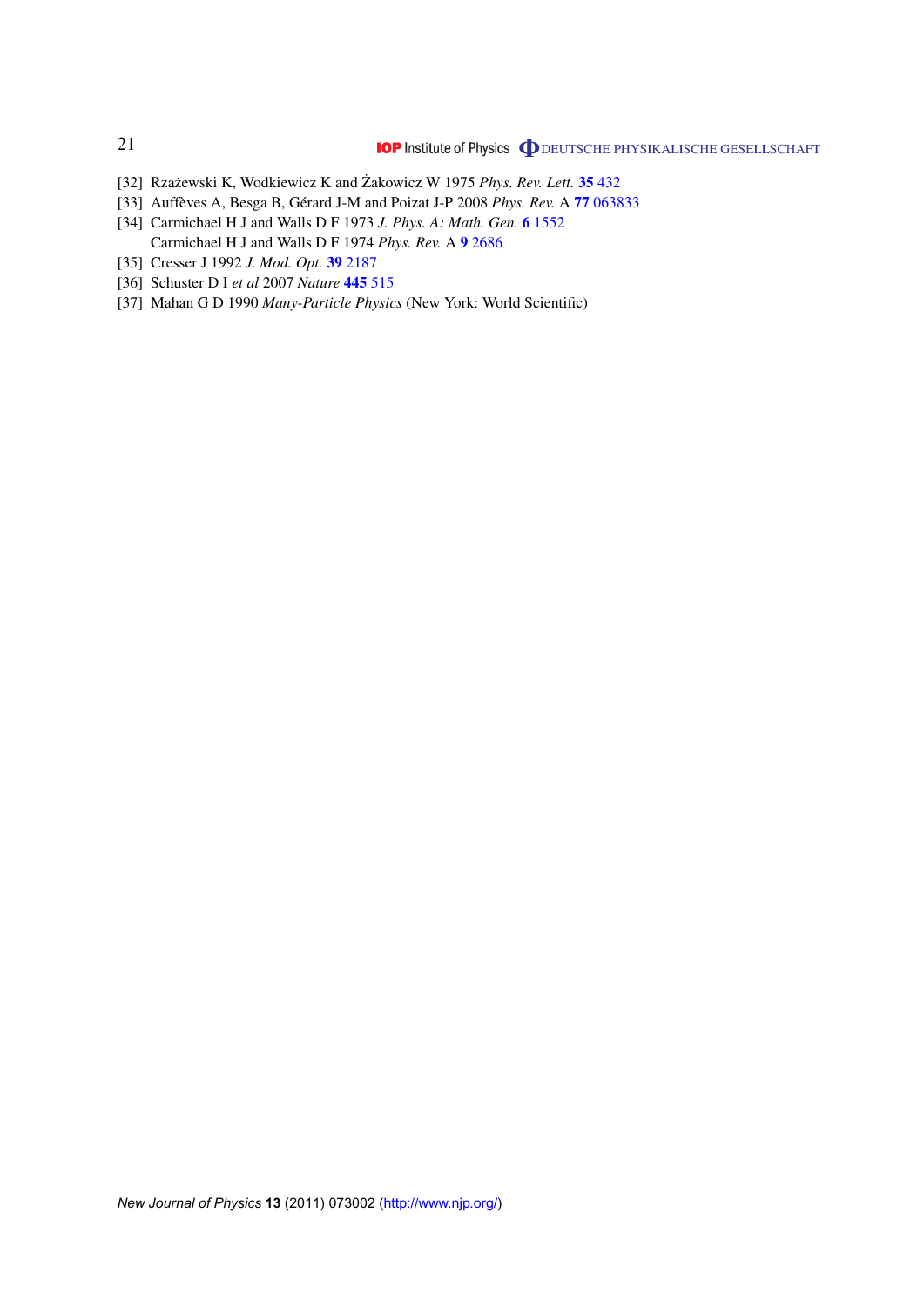[32] Rzażewski K, Wodkiewicz K and Żakowicz W 1975 *Phys. Rev. Lett.* **35** 432

[33] Auffèves A, Besga B, Gérard J-M and Poizat J-P 2008 *Phys. Rev.* A **77** 063833

[34] Carmichael H J and Walls D F 1973 *J. Phys. A: Math. Gen.* **6** 1552
Carmichael H J and Walls D F 1974 *Phys. Rev.* A **9** 2686

[35] Cresser J 1992 *J. Mod. Opt.* **39** 2187

[36] Schuster D I *et al* 2007 *Nature* **445** 515

[37] Mahan G D 1990 *Many-Particle Physics* (New York: World Scientific)